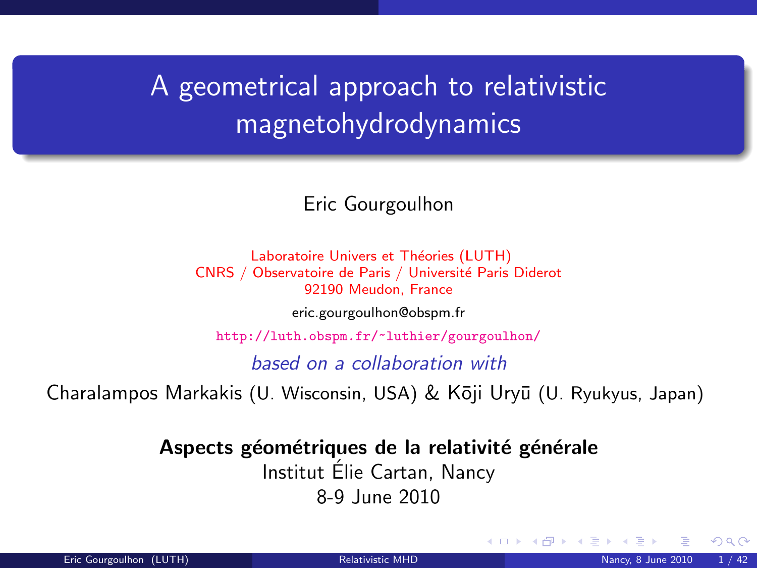# A geometrical approach to relativistic magnetohydrodynamics

Eric Gourgoulhon

Laboratoire Univers et Théories (LUTH)
CNRS / Observatoire de Paris / Université Paris Diderot
92190 Meudon, France

eric.gourgoulhon@obspm.fr

http://luth.obspm.fr/~luthier/gourgoulhon/

*based on a collaboration with*

Charalampos Markakis (U. Wisconsin, USA) & Kōji Uryū (U. Ryukyus, Japan)

**Aspects géométriques de la relativité générale**
Institut Élie Cartan, Nancy
8-9 June 2010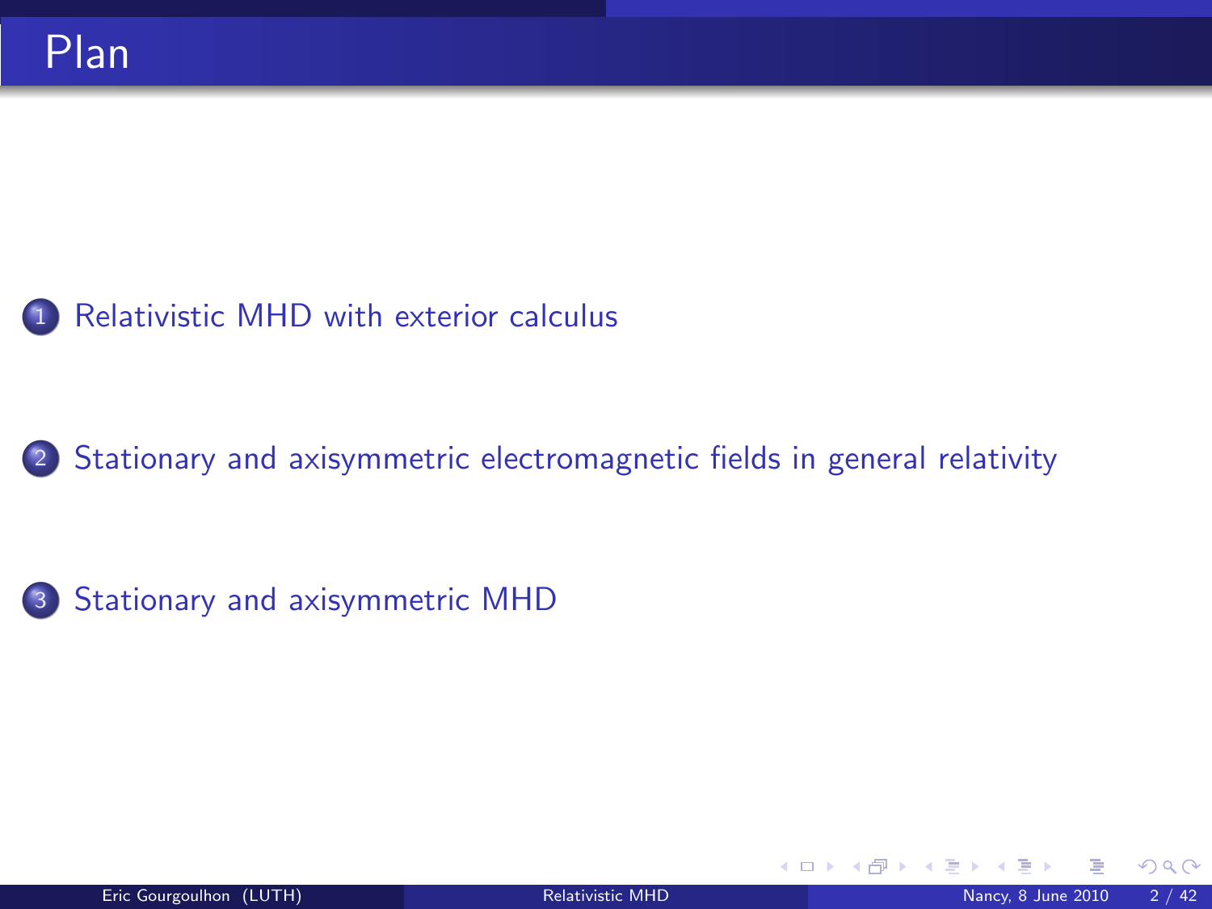# Plan

1. Relativistic MHD with exterior calculus
2. Stationary and axisymmetric electromagnetic fields in general relativity
3. Stationary and axisymmetric MHD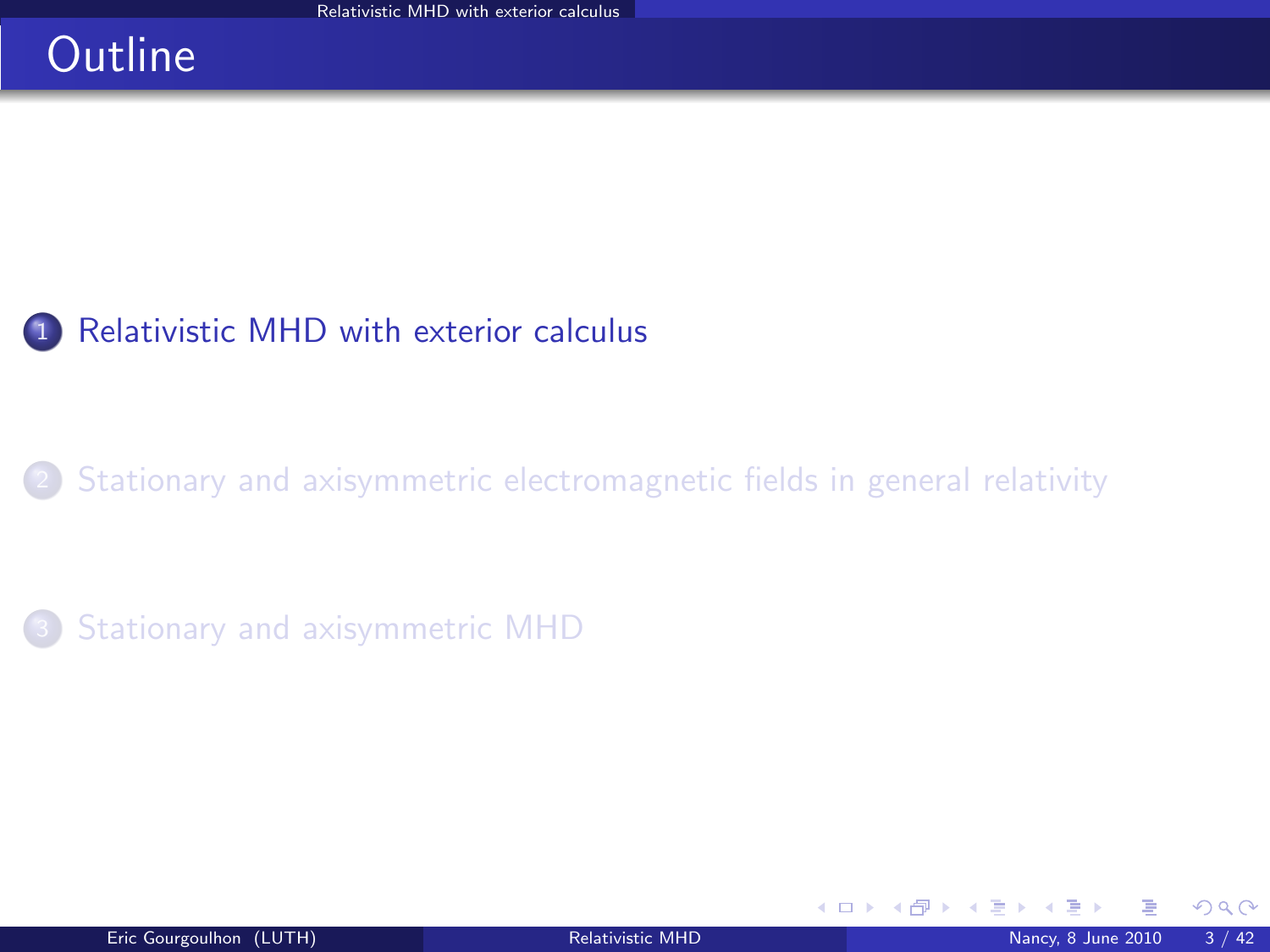# Outline

1. Relativistic MHD with exterior calculus
2. Stationary and axisymmetric electromagnetic fields in general relativity
3. Stationary and axisymmetric MHD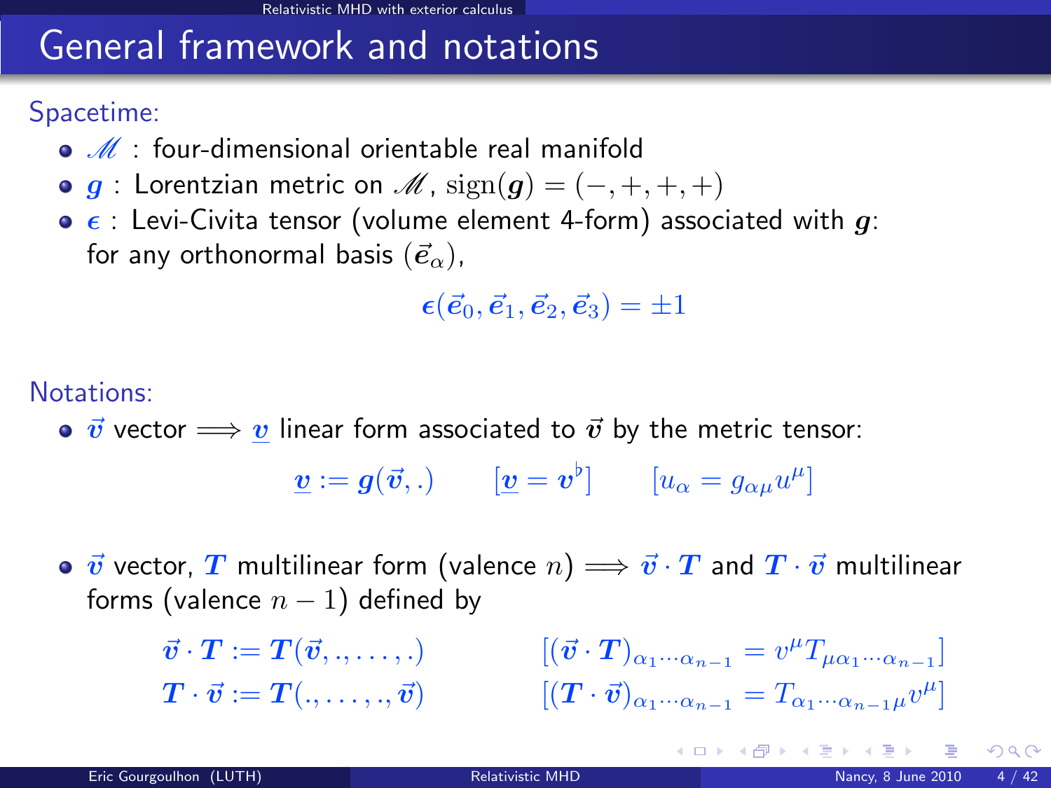# General framework and notations

Spacetime:

- $\mathscr{M}$ : four-dimensional orientable real manifold
- $\boldsymbol{g}$ : Lorentzian metric on $\mathscr{M}$, $\mathrm{sign}(\boldsymbol{g}) = (-,+,+,+)$
- $\boldsymbol{\epsilon}$ : Levi-Civita tensor (volume element 4-form) associated with $\boldsymbol{g}$: for any orthonormal basis $(\vec{e}_\alpha)$,

$$\boldsymbol{\epsilon}(\vec{e}_0, \vec{e}_1, \vec{e}_2, \vec{e}_3) = \pm 1$$

Notations:

- $\vec{v}$ vector $\Longrightarrow$ $\underline{v}$ linear form associated to $\vec{v}$ by the metric tensor:

$$\underline{v} := \boldsymbol{g}(\vec{v}, .) \qquad [\underline{v} = \boldsymbol{v}^\flat] \qquad [u_\alpha = g_{\alpha\mu} u^\mu]$$

- $\vec{v}$ vector, $\boldsymbol{T}$ multilinear form (valence $n$) $\Longrightarrow$ $\vec{v} \cdot \boldsymbol{T}$ and $\boldsymbol{T} \cdot \vec{v}$ multilinear forms (valence $n-1$) defined by

$$\vec{v} \cdot \boldsymbol{T} := \boldsymbol{T}(\vec{v}, ., \ldots, .) \qquad [(\vec{v} \cdot \boldsymbol{T})_{\alpha_1 \cdots \alpha_{n-1}} = v^\mu T_{\mu \alpha_1 \cdots \alpha_{n-1}}]$$

$$\boldsymbol{T} \cdot \vec{v} := \boldsymbol{T}(., \ldots, ., \vec{v}) \qquad [(\boldsymbol{T} \cdot \vec{v})_{\alpha_1 \cdots \alpha_{n-1}} = T_{\alpha_1 \cdots \alpha_{n-1} \mu} v^\mu]$$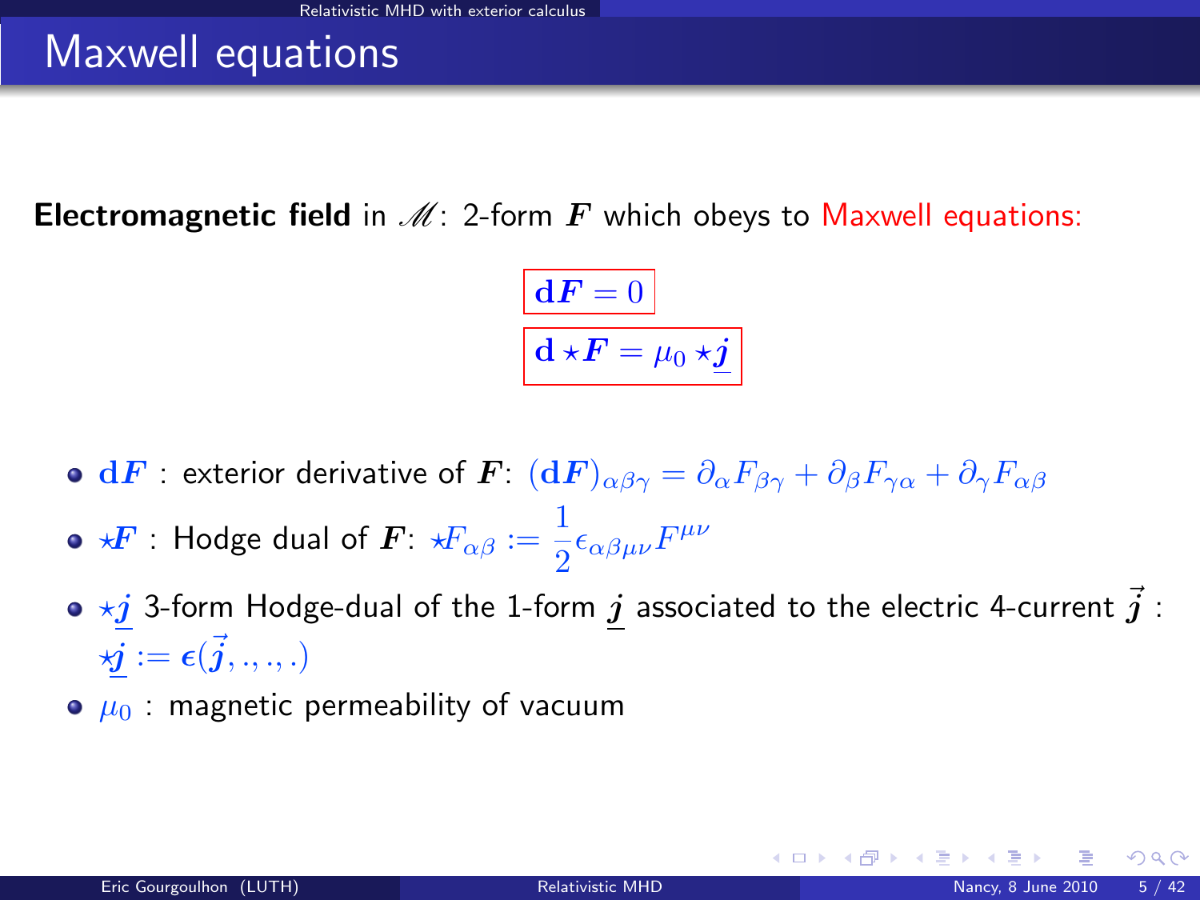# Maxwell equations

**Electromagnetic field** in $\mathscr{M}$: 2-form $\boldsymbol{F}$ which obeys to Maxwell equations:

$$\mathbf{d}\boldsymbol{F} = 0$$

$$\mathbf{d} \star \boldsymbol{F} = \mu_0 \star \underline{\boldsymbol{j}}$$

- $\mathbf{d}\boldsymbol{F}$ : exterior derivative of $\boldsymbol{F}$: $(\mathbf{d}\boldsymbol{F})_{\alpha\beta\gamma} = \partial_\alpha F_{\beta\gamma} + \partial_\beta F_{\gamma\alpha} + \partial_\gamma F_{\alpha\beta}$
- $\star\boldsymbol{F}$ : Hodge dual of $\boldsymbol{F}$: $\star F_{\alpha\beta} := \frac{1}{2}\epsilon_{\alpha\beta\mu\nu}F^{\mu\nu}$
- $\star\underline{\boldsymbol{j}}$ 3-form Hodge-dual of the 1-form $\underline{\boldsymbol{j}}$ associated to the electric 4-current $\vec{\boldsymbol{j}}$ : $\star\underline{\boldsymbol{j}} := \boldsymbol{\epsilon}(\vec{\boldsymbol{j}}, ., ., .)$
- $\mu_0$ : magnetic permeability of vacuum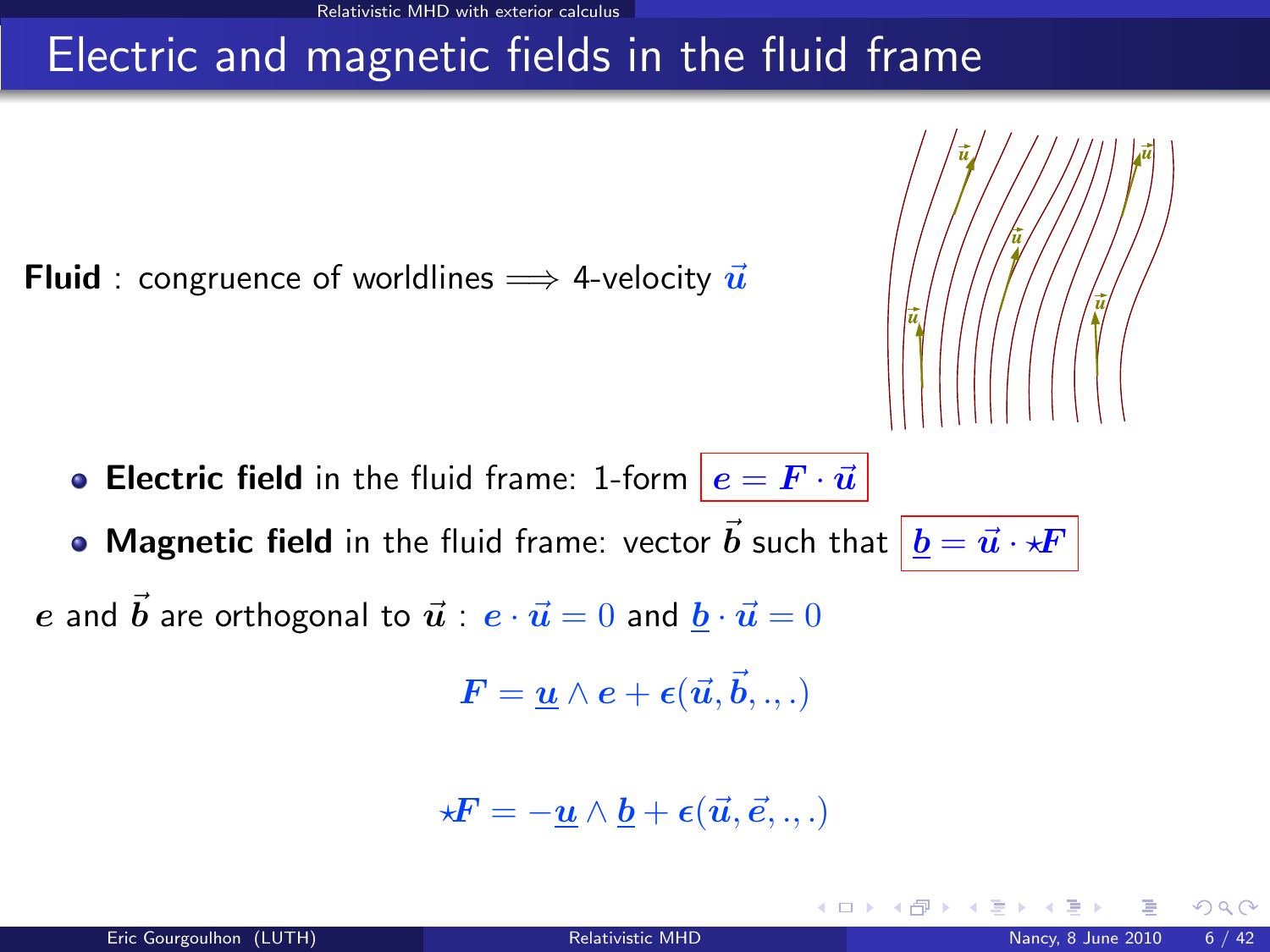# Electric and magnetic fields in the fluid frame

**Fluid** : congruence of worldlines $\Longrightarrow$ 4-velocity $\vec{u}$

- **Electric field** in the fluid frame: 1-form $\boxed{\boldsymbol{e} = \boldsymbol{F} \cdot \vec{u}}$
- **Magnetic field** in the fluid frame: vector $\vec{b}$ such that $\boxed{\underline{\boldsymbol{b}} = \vec{u} \cdot \star\boldsymbol{F}}$

$\boldsymbol{e}$ and $\vec{b}$ are orthogonal to $\vec{u}$ : $\boldsymbol{e} \cdot \vec{u} = 0$ and $\underline{\boldsymbol{b}} \cdot \vec{u} = 0$

$$\boldsymbol{F} = \underline{\boldsymbol{u}} \wedge \boldsymbol{e} + \boldsymbol{\epsilon}(\vec{u}, \vec{b}, ., .)$$

$$\star\boldsymbol{F} = -\underline{\boldsymbol{u}} \wedge \underline{\boldsymbol{b}} + \boldsymbol{\epsilon}(\vec{u}, \vec{e}, ., .)$$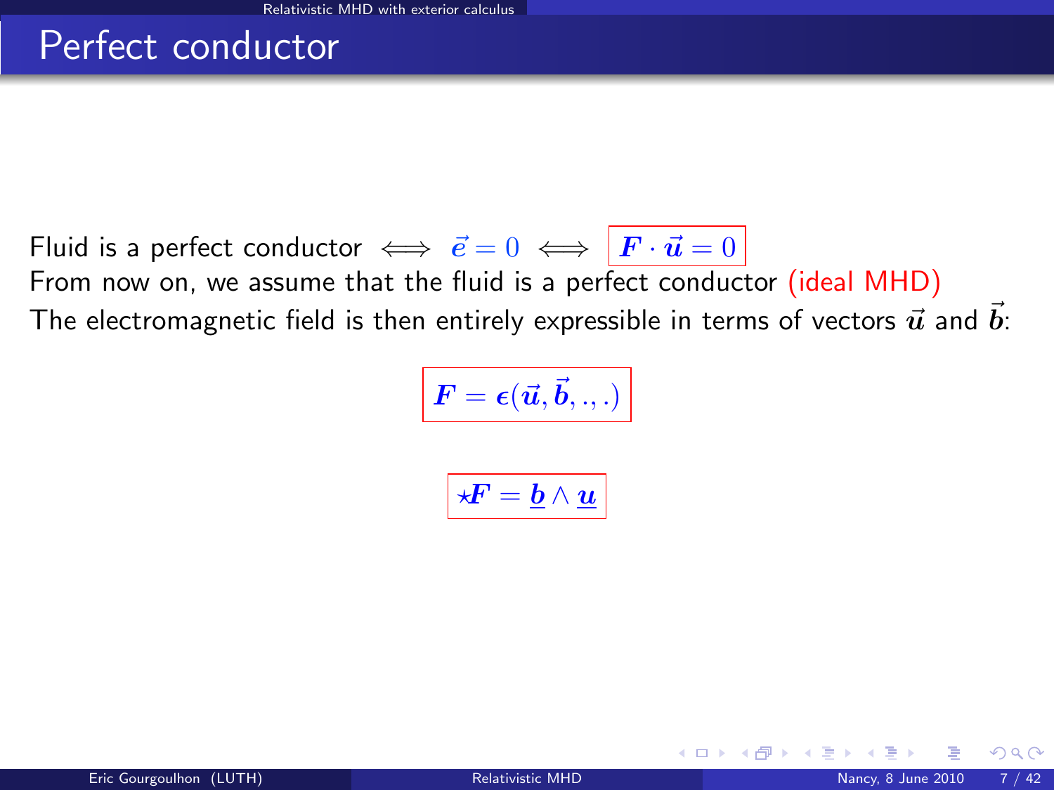# Perfect conductor

Fluid is a perfect conductor $\iff \vec{e} = 0 \iff \boxed{\boldsymbol{F} \cdot \vec{\boldsymbol{u}} = 0}$

From now on, we assume that the fluid is a perfect conductor (ideal MHD)

The electromagnetic field is then entirely expressible in terms of vectors $\vec{\boldsymbol{u}}$ and $\vec{\boldsymbol{b}}$:

$$\boxed{\boldsymbol{F} = \boldsymbol{\epsilon}(\vec{\boldsymbol{u}}, \vec{\boldsymbol{b}}, ., .)}$$

$$\boxed{\star\boldsymbol{F} = \underline{\boldsymbol{b}} \wedge \underline{\boldsymbol{u}}}$$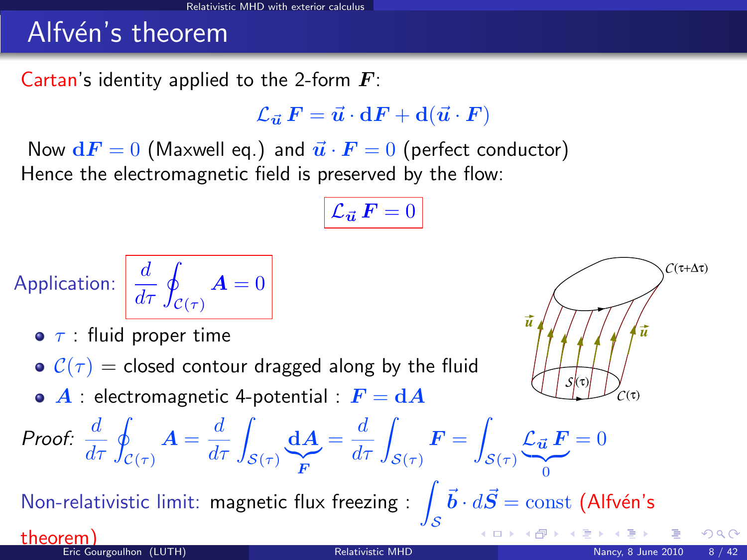# Alfvén's theorem

Cartan's identity applied to the 2-form $\boldsymbol{F}$:

$$\mathcal{L}_{\vec{u}}\, \boldsymbol{F} = \vec{u} \cdot \mathbf{d}\boldsymbol{F} + \mathbf{d}(\vec{u} \cdot \boldsymbol{F})$$

Now $\mathbf{d}\boldsymbol{F} = 0$ (Maxwell eq.) and $\vec{u} \cdot \boldsymbol{F} = 0$ (perfect conductor)
Hence the electromagnetic field is preserved by the flow:

$$\boxed{\mathcal{L}_{\vec{u}}\, \boldsymbol{F} = 0}$$

Application: $\boxed{\dfrac{d}{d\tau} \oint_{\mathcal{C}(\tau)} \boldsymbol{A} = 0}$

- $\tau$ : fluid proper time
- $\mathcal{C}(\tau)$ = closed contour dragged along by the fluid
- $\boldsymbol{A}$ : electromagnetic 4-potential : $\boldsymbol{F} = \mathbf{d}\boldsymbol{A}$

*Proof:* $\dfrac{d}{d\tau} \oint_{\mathcal{C}(\tau)} \boldsymbol{A} = \dfrac{d}{d\tau} \int_{\mathcal{S}(\tau)} \underbrace{\mathbf{d}\boldsymbol{A}}_{\boldsymbol{F}} = \dfrac{d}{d\tau} \int_{\mathcal{S}(\tau)} \boldsymbol{F} = \int_{\mathcal{S}(\tau)} \underbrace{\mathcal{L}_{\vec{u}}\, \boldsymbol{F}}_{0} = 0$

Non-relativistic limit: magnetic flux freezing : $\displaystyle\int_{\mathcal{S}} \vec{b} \cdot d\vec{S} = \text{const}$ (Alfvén's theorem)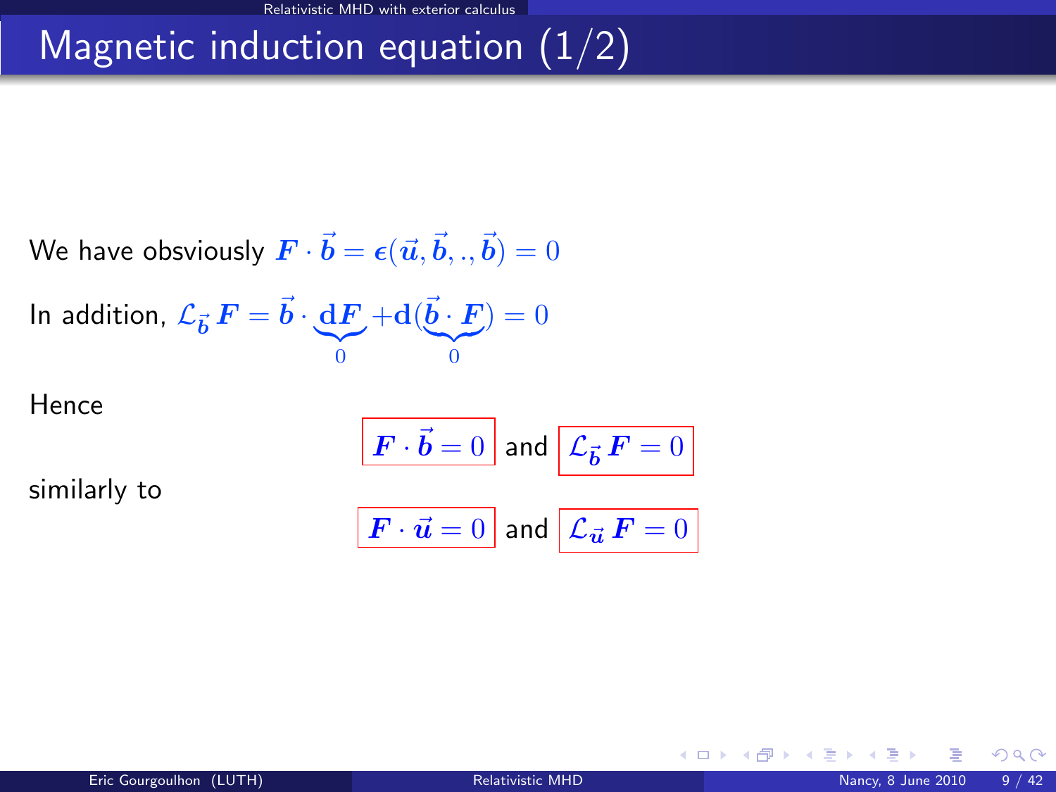# Magnetic induction equation (1/2)

We have obsviously $\boldsymbol{F} \cdot \vec{\boldsymbol{b}} = \boldsymbol{\epsilon}(\vec{\boldsymbol{u}}, \vec{\boldsymbol{b}}, ., \vec{\boldsymbol{b}}) = 0$

In addition, $\mathcal{L}_{\vec{\boldsymbol{b}}}\, \boldsymbol{F} = \vec{\boldsymbol{b}} \cdot \underbrace{\mathrm{d}\boldsymbol{F}}_{0} + \mathrm{d}(\underbrace{\vec{\boldsymbol{b}} \cdot \boldsymbol{F}}_{0}) = 0$

Hence

$$\boxed{\boldsymbol{F} \cdot \vec{\boldsymbol{b}} = 0} \text{ and } \boxed{\mathcal{L}_{\vec{\boldsymbol{b}}}\, \boldsymbol{F} = 0}$$

similarly to

$$\boxed{\boldsymbol{F} \cdot \vec{\boldsymbol{u}} = 0} \text{ and } \boxed{\mathcal{L}_{\vec{\boldsymbol{u}}}\, \boldsymbol{F} = 0}$$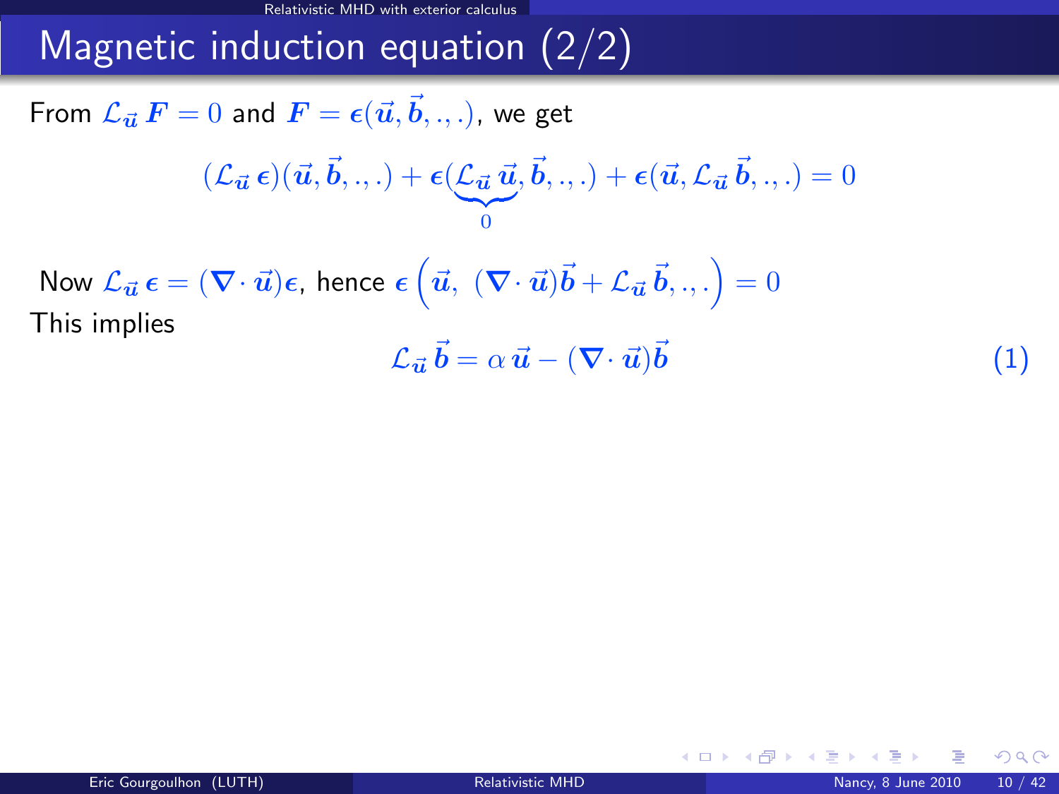# Magnetic induction equation (2/2)

From $\mathcal{L}_{\vec{u}}\, \boldsymbol{F} = 0$ and $\boldsymbol{F} = \boldsymbol{\epsilon}(\vec{\boldsymbol{u}}, \vec{\boldsymbol{b}}, ., .)$, we get

$$(\mathcal{L}_{\vec{u}}\, \boldsymbol{\epsilon})(\vec{\boldsymbol{u}}, \vec{\boldsymbol{b}}, ., .) + \boldsymbol{\epsilon}(\underbrace{\mathcal{L}_{\vec{u}}\, \vec{\boldsymbol{u}}}_{0}, \vec{\boldsymbol{b}}, ., .) + \boldsymbol{\epsilon}(\vec{\boldsymbol{u}}, \mathcal{L}_{\vec{u}}\, \vec{\boldsymbol{b}}, ., .) = 0$$

Now $\mathcal{L}_{\vec{u}}\, \boldsymbol{\epsilon} = (\boldsymbol{\nabla} \cdot \vec{\boldsymbol{u}})\boldsymbol{\epsilon}$, hence $\boldsymbol{\epsilon}\left(\vec{\boldsymbol{u}},\ (\boldsymbol{\nabla} \cdot \vec{\boldsymbol{u}})\vec{\boldsymbol{b}} + \mathcal{L}_{\vec{u}}\, \vec{\boldsymbol{b}}, ., .\right) = 0$

This implies

$$\mathcal{L}_{\vec{u}}\, \vec{\boldsymbol{b}} = \alpha\, \vec{\boldsymbol{u}} - (\boldsymbol{\nabla} \cdot \vec{\boldsymbol{u}})\vec{\boldsymbol{b}} \tag{1}$$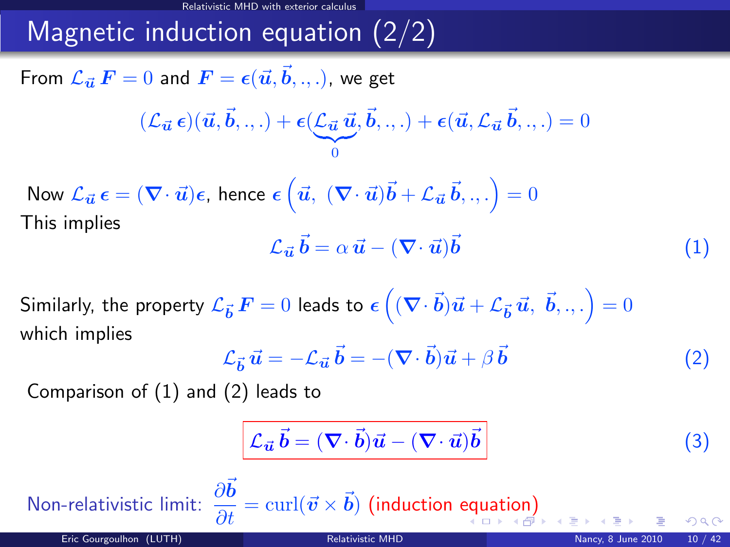# Magnetic induction equation (2/2)

From $\mathcal{L}_{\vec{u}}\, \boldsymbol{F} = 0$ and $\boldsymbol{F} = \boldsymbol{\epsilon}(\vec{\boldsymbol{u}}, \vec{\boldsymbol{b}}, ., .)$, we get

$$(\mathcal{L}_{\vec{u}}\, \boldsymbol{\epsilon})(\vec{\boldsymbol{u}}, \vec{\boldsymbol{b}}, ., .) + \boldsymbol{\epsilon}(\underbrace{\mathcal{L}_{\vec{u}}\, \vec{\boldsymbol{u}}}_{0}, \vec{\boldsymbol{b}}, ., .) + \boldsymbol{\epsilon}(\vec{\boldsymbol{u}}, \mathcal{L}_{\vec{u}}\, \vec{\boldsymbol{b}}, ., .) = 0$$

Now $\mathcal{L}_{\vec{u}}\, \boldsymbol{\epsilon} = (\boldsymbol{\nabla} \cdot \vec{\boldsymbol{u}})\boldsymbol{\epsilon}$, hence $\boldsymbol{\epsilon}\left(\vec{\boldsymbol{u}},\ (\boldsymbol{\nabla} \cdot \vec{\boldsymbol{u}})\vec{\boldsymbol{b}} + \mathcal{L}_{\vec{u}}\, \vec{\boldsymbol{b}}, ., .\right) = 0$

This implies

$$\mathcal{L}_{\vec{u}}\, \vec{\boldsymbol{b}} = \alpha\, \vec{\boldsymbol{u}} - (\boldsymbol{\nabla} \cdot \vec{\boldsymbol{u}})\vec{\boldsymbol{b}} \tag{1}$$

Similarly, the property $\mathcal{L}_{\vec{b}}\, \boldsymbol{F} = 0$ leads to $\boldsymbol{\epsilon}\left((\boldsymbol{\nabla} \cdot \vec{\boldsymbol{b}})\vec{\boldsymbol{u}} + \mathcal{L}_{\vec{b}}\, \vec{\boldsymbol{u}},\ \vec{\boldsymbol{b}}, ., .\right) = 0$ which implies

$$\mathcal{L}_{\vec{b}}\, \vec{\boldsymbol{u}} = -\mathcal{L}_{\vec{u}}\, \vec{\boldsymbol{b}} = -(\boldsymbol{\nabla} \cdot \vec{\boldsymbol{b}})\vec{\boldsymbol{u}} + \beta\, \vec{\boldsymbol{b}} \tag{2}$$

Comparison of (1) and (2) leads to

$$\boxed{\mathcal{L}_{\vec{u}}\, \vec{\boldsymbol{b}} = (\boldsymbol{\nabla} \cdot \vec{\boldsymbol{b}})\vec{\boldsymbol{u}} - (\boldsymbol{\nabla} \cdot \vec{\boldsymbol{u}})\vec{\boldsymbol{b}}} \tag{3}$$

Non-relativistic limit: $\dfrac{\partial \vec{\boldsymbol{b}}}{\partial t} = \mathrm{curl}(\vec{\boldsymbol{v}} \times \vec{\boldsymbol{b}})$ (induction equation)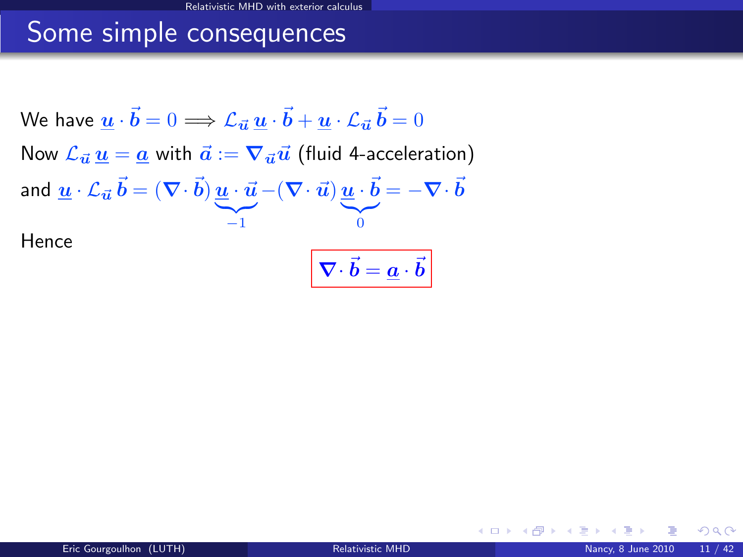# Some simple consequences

We have $\underline{\boldsymbol{u}} \cdot \vec{\boldsymbol{b}} = 0 \Longrightarrow \mathcal{L}_{\vec{\boldsymbol{u}}}\, \underline{\boldsymbol{u}} \cdot \vec{\boldsymbol{b}} + \underline{\boldsymbol{u}} \cdot \mathcal{L}_{\vec{\boldsymbol{u}}}\, \vec{\boldsymbol{b}} = 0$

Now $\mathcal{L}_{\vec{\boldsymbol{u}}}\, \underline{\boldsymbol{u}} = \underline{\boldsymbol{a}}$ with $\vec{\boldsymbol{a}} := \boldsymbol{\nabla}_{\vec{\boldsymbol{u}}} \vec{\boldsymbol{u}}$ (fluid 4-acceleration)

and $\underline{\boldsymbol{u}} \cdot \mathcal{L}_{\vec{\boldsymbol{u}}}\, \vec{\boldsymbol{b}} = (\boldsymbol{\nabla} \cdot \vec{\boldsymbol{b}}) \underbrace{\underline{\boldsymbol{u}} \cdot \vec{\boldsymbol{u}}}_{-1} - (\boldsymbol{\nabla} \cdot \vec{\boldsymbol{u}}) \underbrace{\underline{\boldsymbol{u}} \cdot \vec{\boldsymbol{b}}}_{0} = -\boldsymbol{\nabla} \cdot \vec{\boldsymbol{b}}$

Hence

$$\boxed{\boldsymbol{\nabla} \cdot \vec{\boldsymbol{b}} = \underline{\boldsymbol{a}} \cdot \vec{\boldsymbol{b}}}$$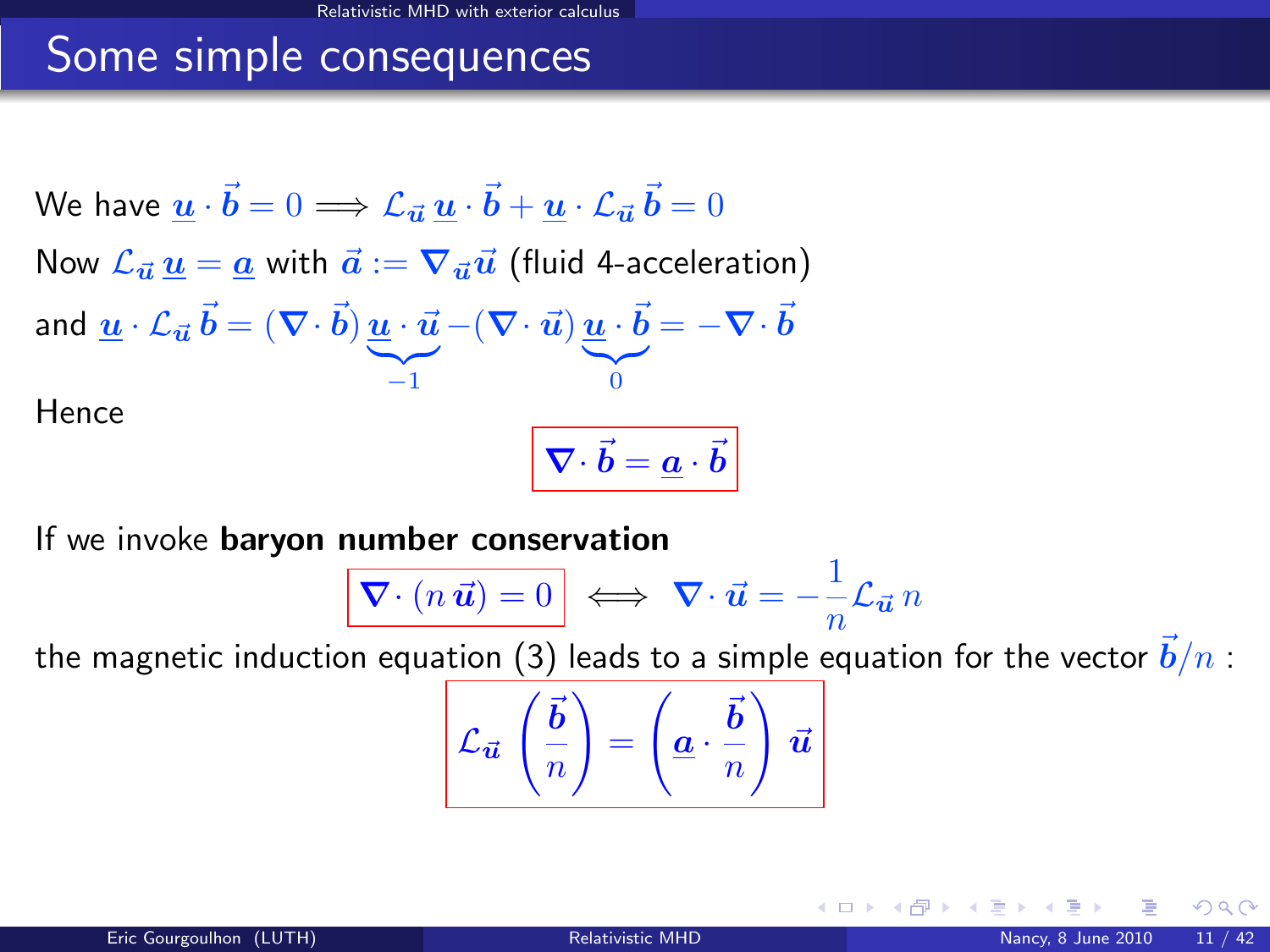# Some simple consequences

We have $\underline{u} \cdot \vec{b} = 0 \Longrightarrow \mathcal{L}_{\vec{u}}\, \underline{u} \cdot \vec{b} + \underline{u} \cdot \mathcal{L}_{\vec{u}}\, \vec{b} = 0$

Now $\mathcal{L}_{\vec{u}}\, \underline{u} = \underline{a}$ with $\vec{a} := \nabla_{\vec{u}} \vec{u}$ (fluid 4-acceleration)

and $\underline{u} \cdot \mathcal{L}_{\vec{u}}\, \vec{b} = (\nabla \cdot \vec{b}) \underbrace{\underline{u} \cdot \vec{u}}_{-1} - (\nabla \cdot \vec{u}) \underbrace{\underline{u} \cdot \vec{b}}_{0} = -\nabla \cdot \vec{b}$

Hence

$$\boxed{\nabla \cdot \vec{b} = \underline{a} \cdot \vec{b}}$$

If we invoke **baryon number conservation**

$$\boxed{\nabla \cdot (n\, \vec{u}) = 0} \iff \nabla \cdot \vec{u} = -\frac{1}{n} \mathcal{L}_{\vec{u}}\, n$$

the magnetic induction equation (3) leads to a simple equation for the vector $\vec{b}/n$ :

$$\boxed{\mathcal{L}_{\vec{u}} \left( \frac{\vec{b}}{n} \right) = \left( \underline{a} \cdot \frac{\vec{b}}{n} \right) \vec{u}}$$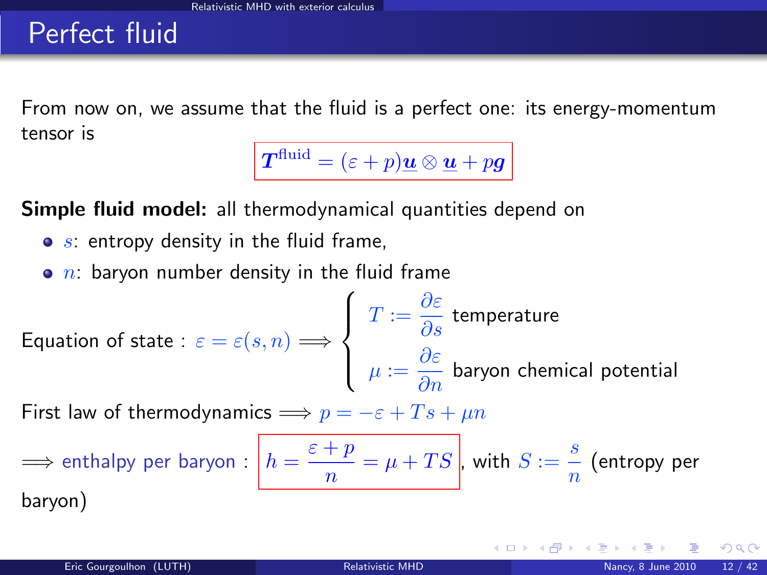# Perfect fluid

From now on, we assume that the fluid is a perfect one: its energy-momentum tensor is

$$\boxed{\boldsymbol{T}^{\rm fluid} = (\varepsilon + p)\underline{\boldsymbol{u}} \otimes \underline{\boldsymbol{u}} + p\boldsymbol{g}}$$

**Simple fluid model:** all thermodynamical quantities depend on

- $s$: entropy density in the fluid frame,
- $n$: baryon number density in the fluid frame

Equation of state : $\varepsilon = \varepsilon(s, n) \Longrightarrow \begin{cases} T := \dfrac{\partial \varepsilon}{\partial s} & \text{temperature} \\ \mu := \dfrac{\partial \varepsilon}{\partial n} & \text{baryon chemical potential} \end{cases}$

First law of thermodynamics $\Longrightarrow p = -\varepsilon + Ts + \mu n$

$\Longrightarrow$ enthalpy per baryon : $\boxed{h = \dfrac{\varepsilon + p}{n} = \mu + TS}$, with $S := \dfrac{s}{n}$ (entropy per baryon)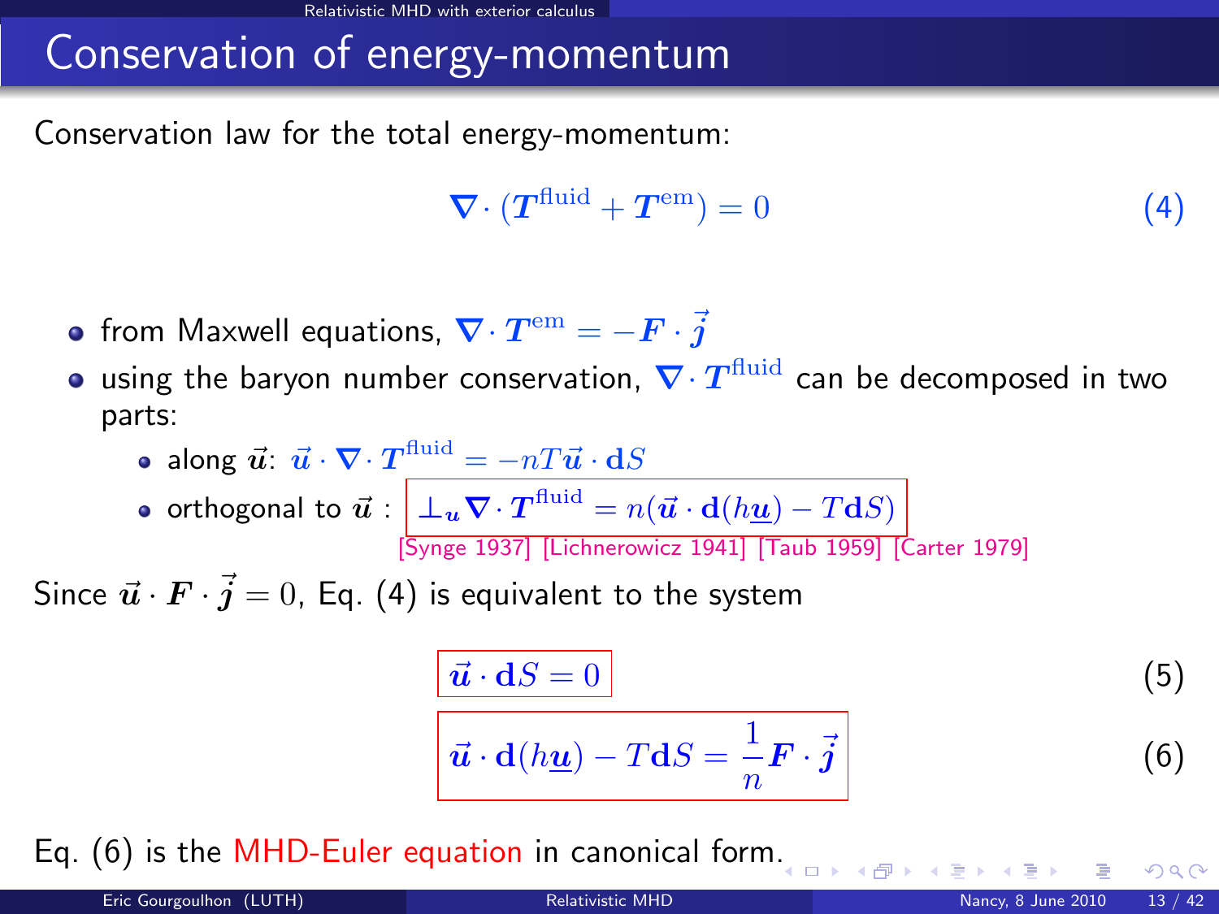# Conservation of energy-momentum

Conservation law for the total energy-momentum:

$$\boldsymbol{\nabla}\cdot\left(\boldsymbol{T}^{\rm fluid}+\boldsymbol{T}^{\rm em}\right)=0 \qquad (4)$$

- from Maxwell equations, $\boldsymbol{\nabla}\cdot\boldsymbol{T}^{\rm em}=-\boldsymbol{F}\cdot\vec{\boldsymbol{j}}$
- using the baryon number conservation, $\boldsymbol{\nabla}\cdot\boldsymbol{T}^{\rm fluid}$ can be decomposed in two parts:
  - along $\vec{\boldsymbol{u}}$: $\vec{\boldsymbol{u}}\cdot\boldsymbol{\nabla}\cdot\boldsymbol{T}^{\rm fluid}=-nT\vec{\boldsymbol{u}}\cdot\mathbf{d}S$
  - orthogonal to $\vec{\boldsymbol{u}}$ : $\boxed{\perp_{\boldsymbol{u}}\boldsymbol{\nabla}\cdot\boldsymbol{T}^{\rm fluid}=n(\vec{\boldsymbol{u}}\cdot\mathbf{d}(h\underline{\boldsymbol{u}})-T\mathbf{d}S)}$

    [Synge 1937] [Lichnerowicz 1941] [Taub 1959] [Carter 1979]

Since $\vec{\boldsymbol{u}}\cdot\boldsymbol{F}\cdot\vec{\boldsymbol{j}}=0$, Eq. (4) is equivalent to the system

$$\boxed{\vec{\boldsymbol{u}}\cdot\mathbf{d}S=0} \qquad (5)$$

$$\boxed{\vec{\boldsymbol{u}}\cdot\mathbf{d}(h\underline{\boldsymbol{u}})-T\mathbf{d}S=\frac{1}{n}\boldsymbol{F}\cdot\vec{\boldsymbol{j}}} \qquad (6)$$

Eq. (6) is the MHD-Euler equation in canonical form.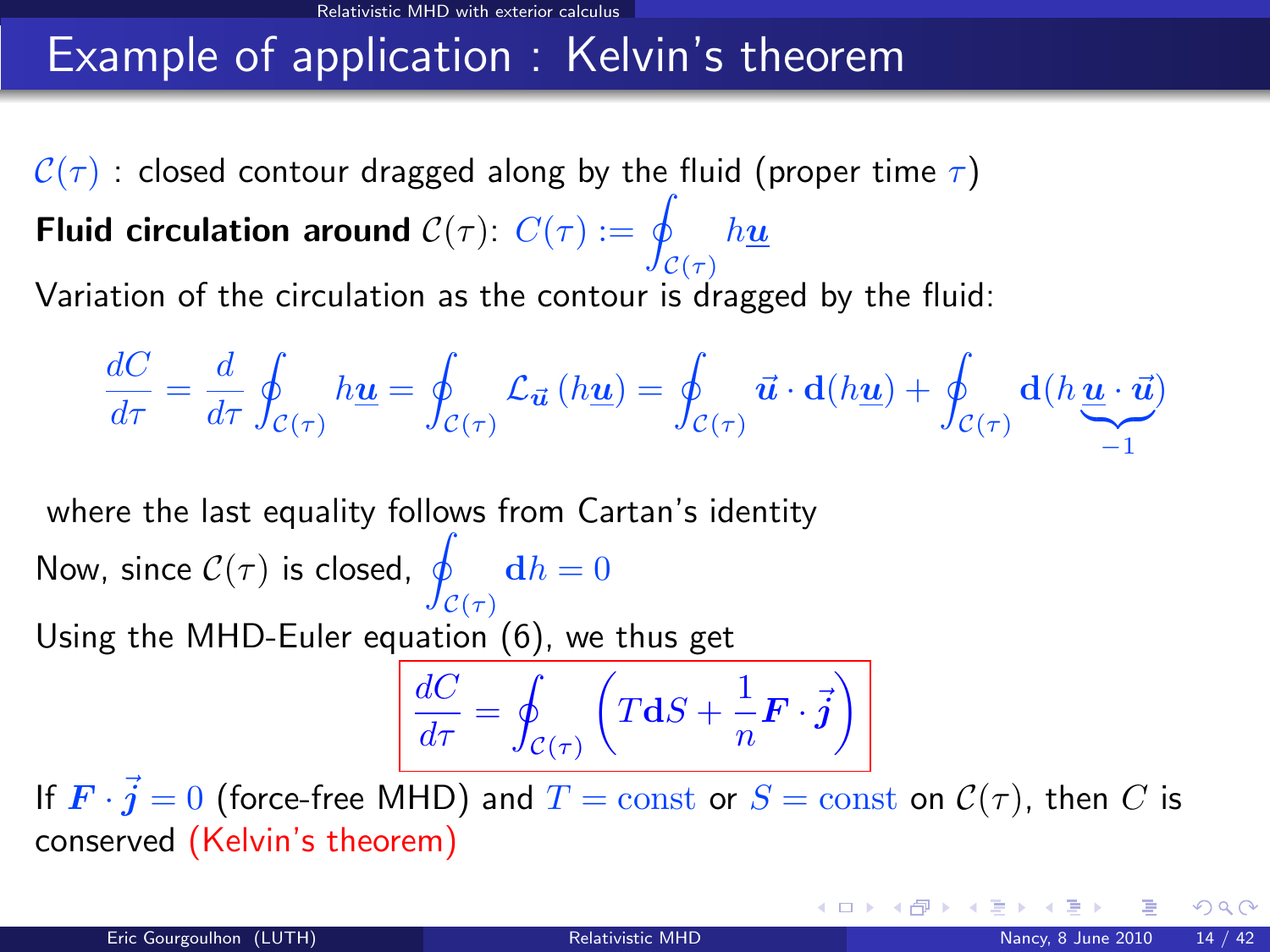# Example of application : Kelvin's theorem

$\mathcal{C}(\tau)$ : closed contour dragged along by the fluid (proper time $\tau$)

**Fluid circulation around** $\mathcal{C}(\tau)$: $C(\tau) := \oint_{\mathcal{C}(\tau)} h\underline{\boldsymbol{u}}$

Variation of the circulation as the contour is dragged by the fluid:

$$\frac{dC}{d\tau} = \frac{d}{d\tau}\oint_{\mathcal{C}(\tau)} h\underline{\boldsymbol{u}} = \oint_{\mathcal{C}(\tau)} \mathcal{L}_{\vec{\boldsymbol{u}}}\left(h\underline{\boldsymbol{u}}\right) = \oint_{\mathcal{C}(\tau)} \vec{\boldsymbol{u}}\cdot\mathbf{d}(h\underline{\boldsymbol{u}}) + \oint_{\mathcal{C}(\tau)} \mathbf{d}(h\underbrace{\underline{\boldsymbol{u}}\cdot\vec{\boldsymbol{u}}}_{-1})$$

where the last equality follows from Cartan's identity

Now, since $\mathcal{C}(\tau)$ is closed, $\oint_{\mathcal{C}(\tau)} \mathbf{d}h = 0$

Using the MHD-Euler equation (6), we thus get

$$\boxed{\frac{dC}{d\tau} = \oint_{\mathcal{C}(\tau)} \left(T\mathbf{d}S + \frac{1}{n}\boldsymbol{F}\cdot\vec{\boldsymbol{j}}\right)}$$

If $\boldsymbol{F}\cdot\vec{\boldsymbol{j}} = 0$ (force-free MHD) and $T = \text{const}$ or $S = \text{const}$ on $\mathcal{C}(\tau)$, then $C$ is conserved (Kelvin's theorem)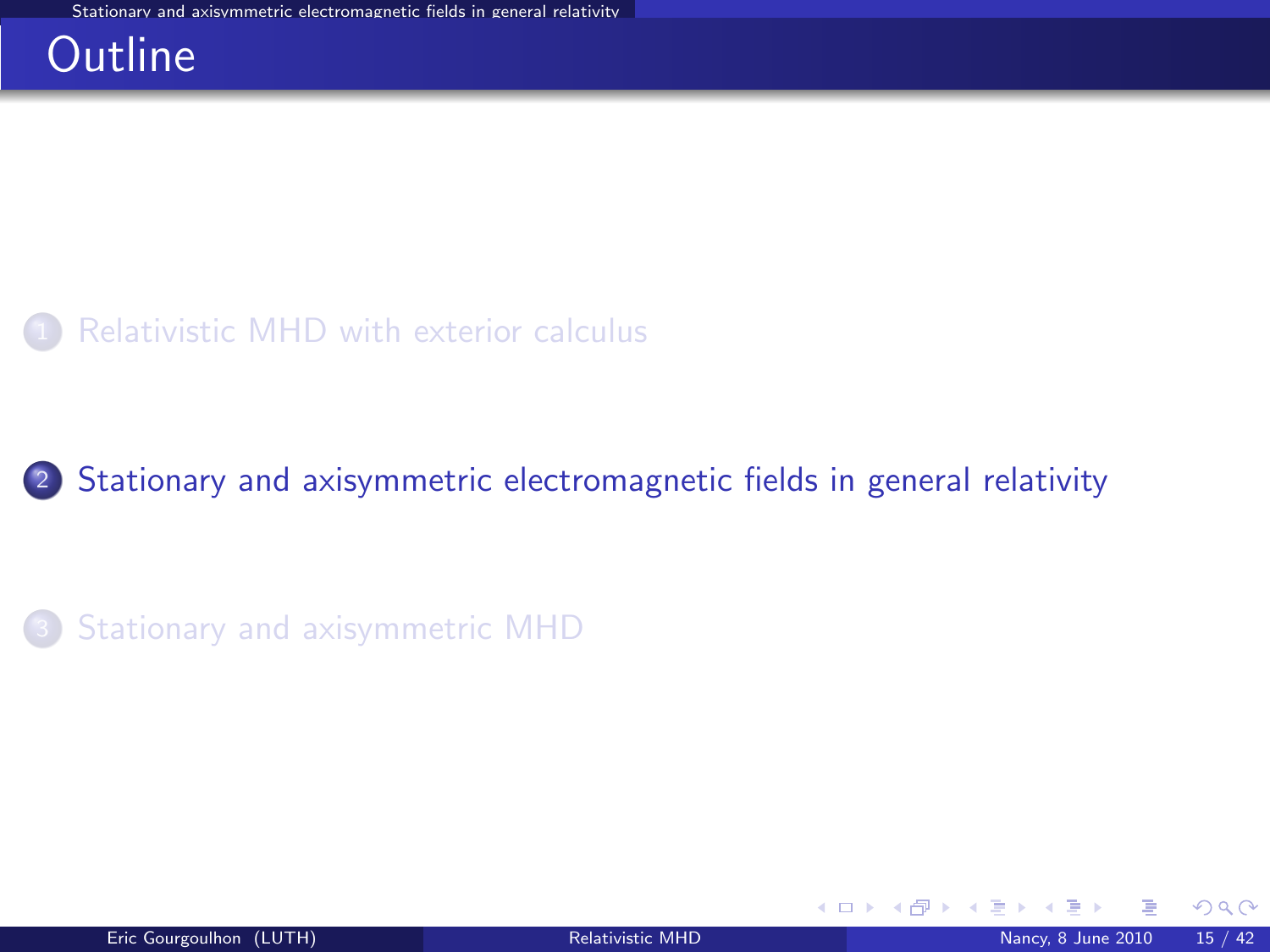# Outline

1. Relativistic MHD with exterior calculus

2. Stationary and axisymmetric electromagnetic fields in general relativity

3. Stationary and axisymmetric MHD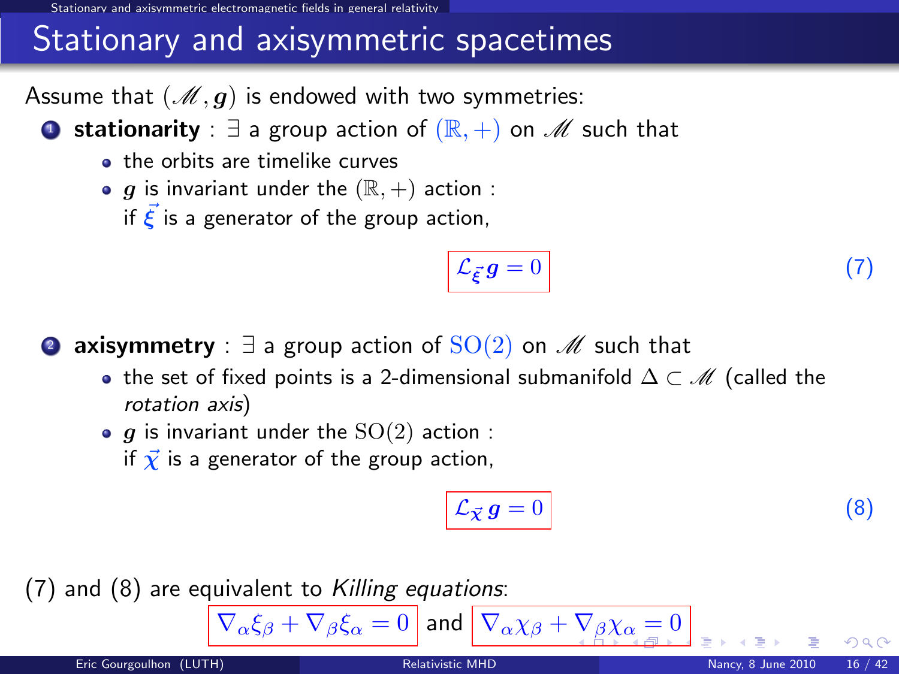# Stationary and axisymmetric spacetimes

Assume that $(\mathscr{M}, \boldsymbol{g})$ is endowed with two symmetries:

1. **stationarity** : $\exists$ a group action of $(\mathbb{R}, +)$ on $\mathscr{M}$ such that
   - the orbits are timelike curves
   - $\boldsymbol{g}$ is invariant under the $(\mathbb{R}, +)$ action : if $\vec{\boldsymbol{\xi}}$ is a generator of the group action,

$$\mathcal{L}_{\vec{\boldsymbol{\xi}}}\, \boldsymbol{g} = 0 \qquad (7)$$

2. **axisymmetry** : $\exists$ a group action of $\mathrm{SO}(2)$ on $\mathscr{M}$ such that
   - the set of fixed points is a 2-dimensional submanifold $\Delta \subset \mathscr{M}$ (called the *rotation axis*)
   - $\boldsymbol{g}$ is invariant under the $\mathrm{SO}(2)$ action : if $\vec{\boldsymbol{\chi}}$ is a generator of the group action,

$$\mathcal{L}_{\vec{\boldsymbol{\chi}}}\, \boldsymbol{g} = 0 \qquad (8)$$

(7) and (8) are equivalent to *Killing equations*:

$$\nabla_\alpha \xi_\beta + \nabla_\beta \xi_\alpha = 0 \quad \text{and} \quad \nabla_\alpha \chi_\beta + \nabla_\beta \chi_\alpha = 0$$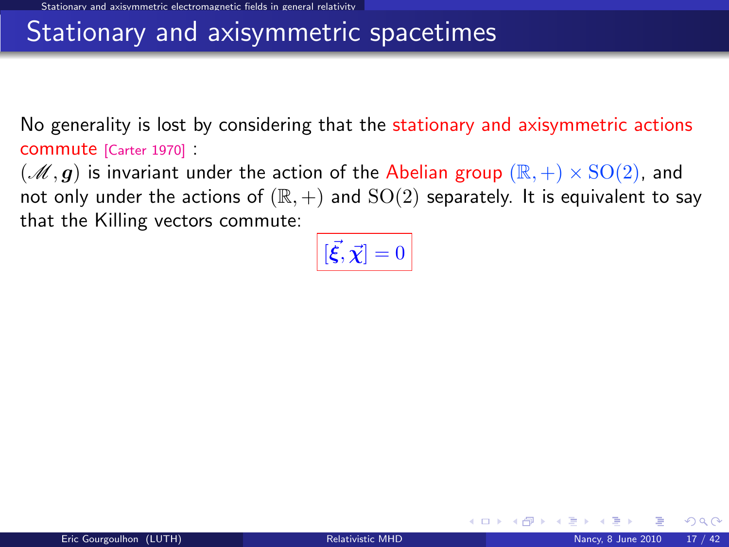# Stationary and axisymmetric spacetimes

No generality is lost by considering that the stationary and axisymmetric actions commute [Carter 1970] :

$(\mathscr{M}, \boldsymbol{g})$ is invariant under the action of the Abelian group $(\mathbb{R}, +) \times \mathrm{SO}(2)$, and not only under the actions of $(\mathbb{R}, +)$ and $\mathrm{SO}(2)$ separately. It is equivalent to say that the Killing vectors commute:

$$[\vec{\boldsymbol{\xi}}, \vec{\boldsymbol{\chi}}] = 0$$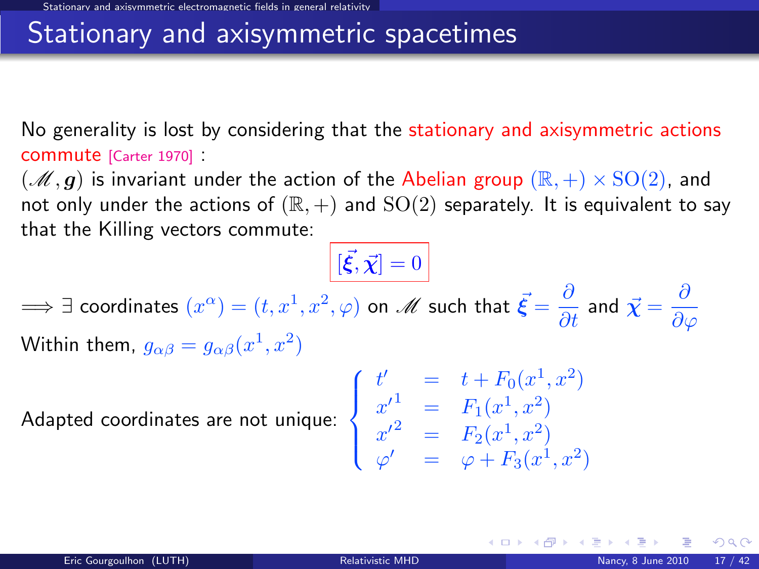# Stationary and axisymmetric spacetimes

No generality is lost by considering that the stationary and axisymmetric actions commute [Carter 1970] :
$(\mathscr{M}, \boldsymbol{g})$ is invariant under the action of the Abelian group $(\mathbb{R}, +) \times \mathrm{SO}(2)$, and not only under the actions of $(\mathbb{R}, +)$ and $\mathrm{SO}(2)$ separately. It is equivalent to say that the Killing vectors commute:

$$[\vec{\xi}, \vec{\chi}] = 0$$

$\Longrightarrow \exists$ coordinates $(x^\alpha) = (t, x^1, x^2, \varphi)$ on $\mathscr{M}$ such that $\vec{\xi} = \dfrac{\partial}{\partial t}$ and $\vec{\chi} = \dfrac{\partial}{\partial \varphi}$

Within them, $g_{\alpha\beta} = g_{\alpha\beta}(x^1, x^2)$

Adapted coordinates are not unique:

$$\begin{cases} t' &= t + F_0(x^1, x^2) \\ x'^1 &= F_1(x^1, x^2) \\ x'^2 &= F_2(x^1, x^2) \\ \varphi' &= \varphi + F_3(x^1, x^2) \end{cases}$$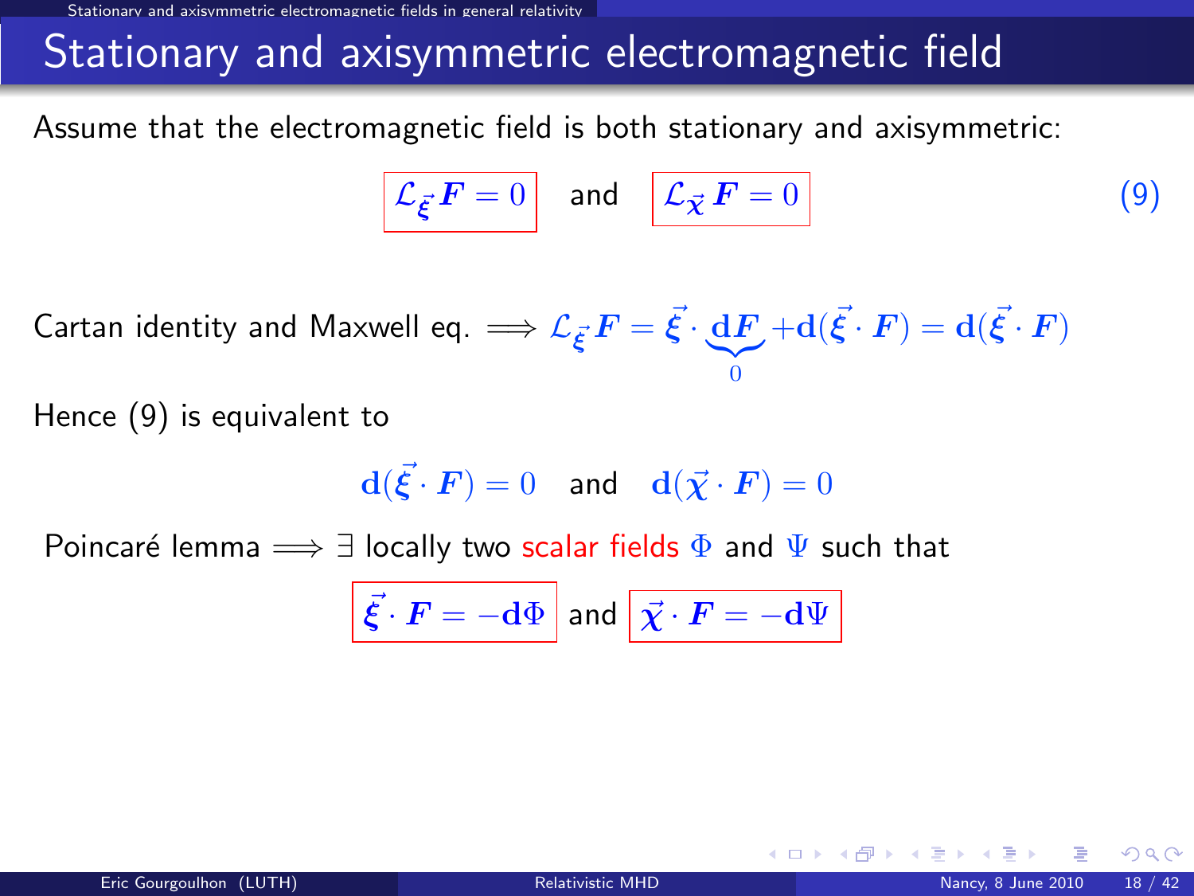# Stationary and axisymmetric electromagnetic field

Assume that the electromagnetic field is both stationary and axisymmetric:

$$\boxed{\mathcal{L}_{\vec{\xi}}\,\boldsymbol{F} = 0} \quad \text{and} \quad \boxed{\mathcal{L}_{\vec{\chi}}\,\boldsymbol{F} = 0} \tag{9}$$

Cartan identity and Maxwell eq. $\Longrightarrow \mathcal{L}_{\vec{\xi}}\,\boldsymbol{F} = \vec{\xi} \cdot \underbrace{\mathbf{d}\boldsymbol{F}}_{0} + \mathbf{d}(\vec{\xi} \cdot \boldsymbol{F}) = \mathbf{d}(\vec{\xi} \cdot \boldsymbol{F})$

Hence (9) is equivalent to

$$\mathbf{d}(\vec{\xi} \cdot \boldsymbol{F}) = 0 \quad \text{and} \quad \mathbf{d}(\vec{\chi} \cdot \boldsymbol{F}) = 0$$

Poincaré lemma $\Longrightarrow \exists$ locally two scalar fields $\Phi$ and $\Psi$ such that

$$\boxed{\vec{\xi} \cdot \boldsymbol{F} = -\mathbf{d}\Phi} \quad \text{and} \quad \boxed{\vec{\chi} \cdot \boldsymbol{F} = -\mathbf{d}\Psi}$$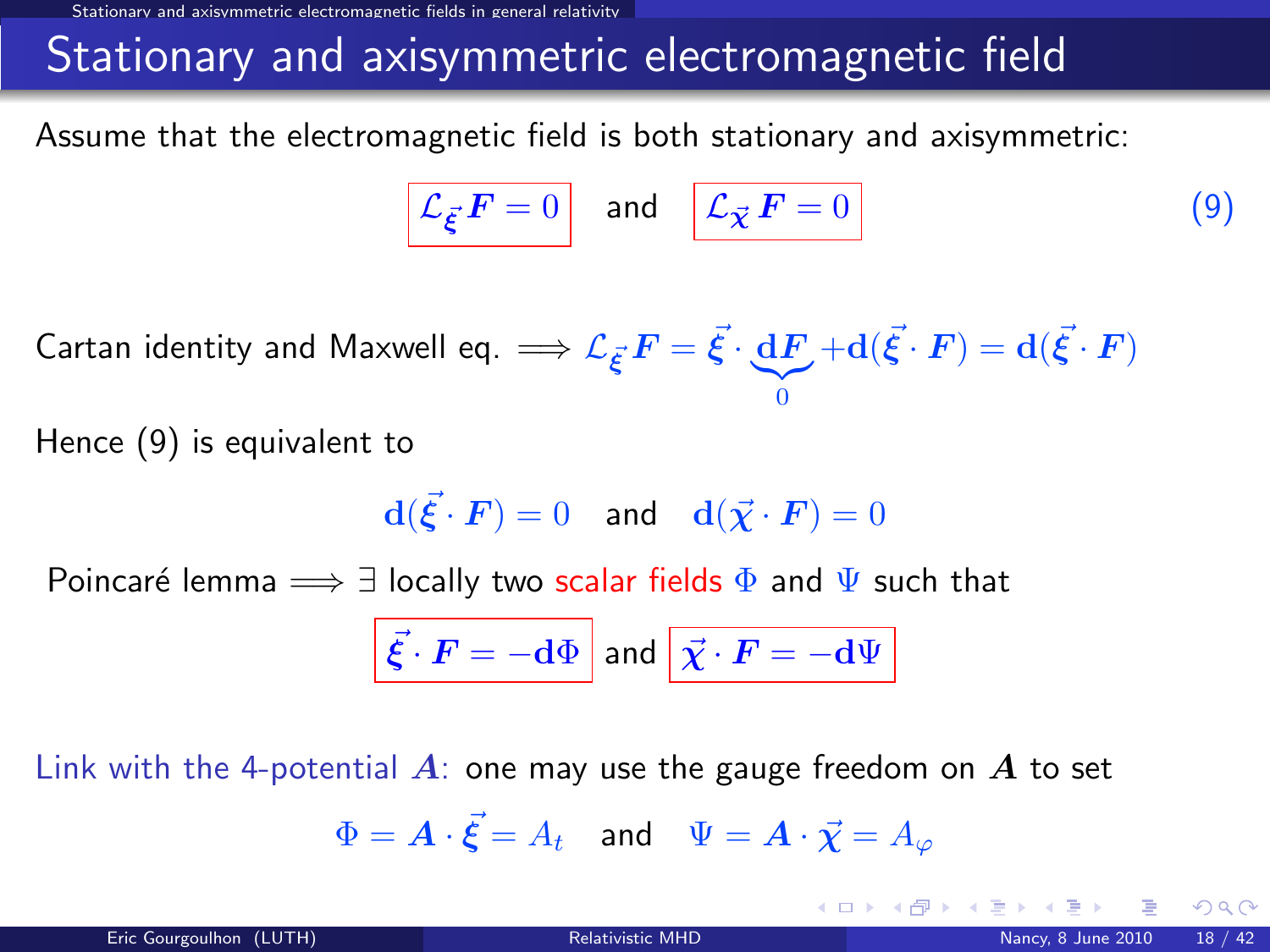# Stationary and axisymmetric electromagnetic field

Assume that the electromagnetic field is both stationary and axisymmetric:

$$\boxed{\mathcal{L}_{\vec{\xi}}\,\boldsymbol{F} = 0} \quad \text{and} \quad \boxed{\mathcal{L}_{\vec{\chi}}\,\boldsymbol{F} = 0} \tag{9}$$

Cartan identity and Maxwell eq. $\Longrightarrow \mathcal{L}_{\vec{\xi}}\,\boldsymbol{F} = \vec{\xi}\cdot\underbrace{\mathbf{d}\boldsymbol{F}}_{0} + \mathbf{d}(\vec{\xi}\cdot\boldsymbol{F}) = \mathbf{d}(\vec{\xi}\cdot\boldsymbol{F})$

Hence (9) is equivalent to

$$\mathbf{d}(\vec{\xi}\cdot\boldsymbol{F}) = 0 \quad \text{and} \quad \mathbf{d}(\vec{\chi}\cdot\boldsymbol{F}) = 0$$

Poincaré lemma $\Longrightarrow \exists$ locally two scalar fields $\Phi$ and $\Psi$ such that

$$\boxed{\vec{\xi}\cdot\boldsymbol{F} = -\mathbf{d}\Phi} \quad \text{and} \quad \boxed{\vec{\chi}\cdot\boldsymbol{F} = -\mathbf{d}\Psi}$$

Link with the 4-potential $\boldsymbol{A}$: one may use the gauge freedom on $\boldsymbol{A}$ to set

$$\Phi = \boldsymbol{A}\cdot\vec{\xi} = A_t \quad \text{and} \quad \Psi = \boldsymbol{A}\cdot\vec{\chi} = A_\varphi$$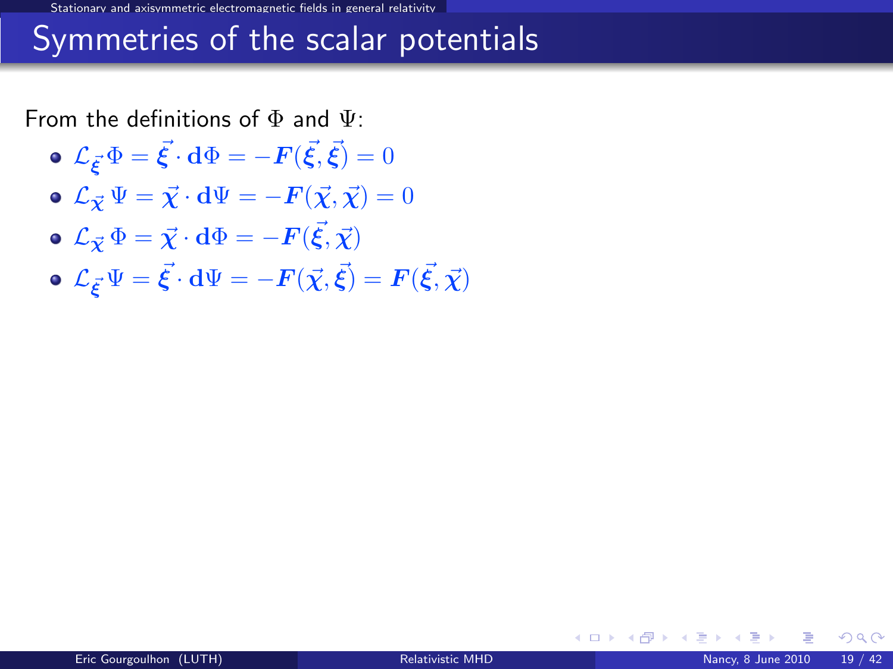# Symmetries of the scalar potentials

From the definitions of $\Phi$ and $\Psi$:

- $\mathcal{L}_{\vec{\xi}}\,\Phi = \vec{\xi}\cdot \mathbf{d}\Phi = -\boldsymbol{F}(\vec{\xi},\vec{\xi}) = 0$
- $\mathcal{L}_{\vec{\chi}}\,\Psi = \vec{\chi}\cdot \mathbf{d}\Psi = -\boldsymbol{F}(\vec{\chi},\vec{\chi}) = 0$
- $\mathcal{L}_{\vec{\chi}}\,\Phi = \vec{\chi}\cdot \mathbf{d}\Phi = -\boldsymbol{F}(\vec{\xi},\vec{\chi})$
- $\mathcal{L}_{\vec{\xi}}\,\Psi = \vec{\xi}\cdot \mathbf{d}\Psi = -\boldsymbol{F}(\vec{\chi},\vec{\xi}) = \boldsymbol{F}(\vec{\xi},\vec{\chi})$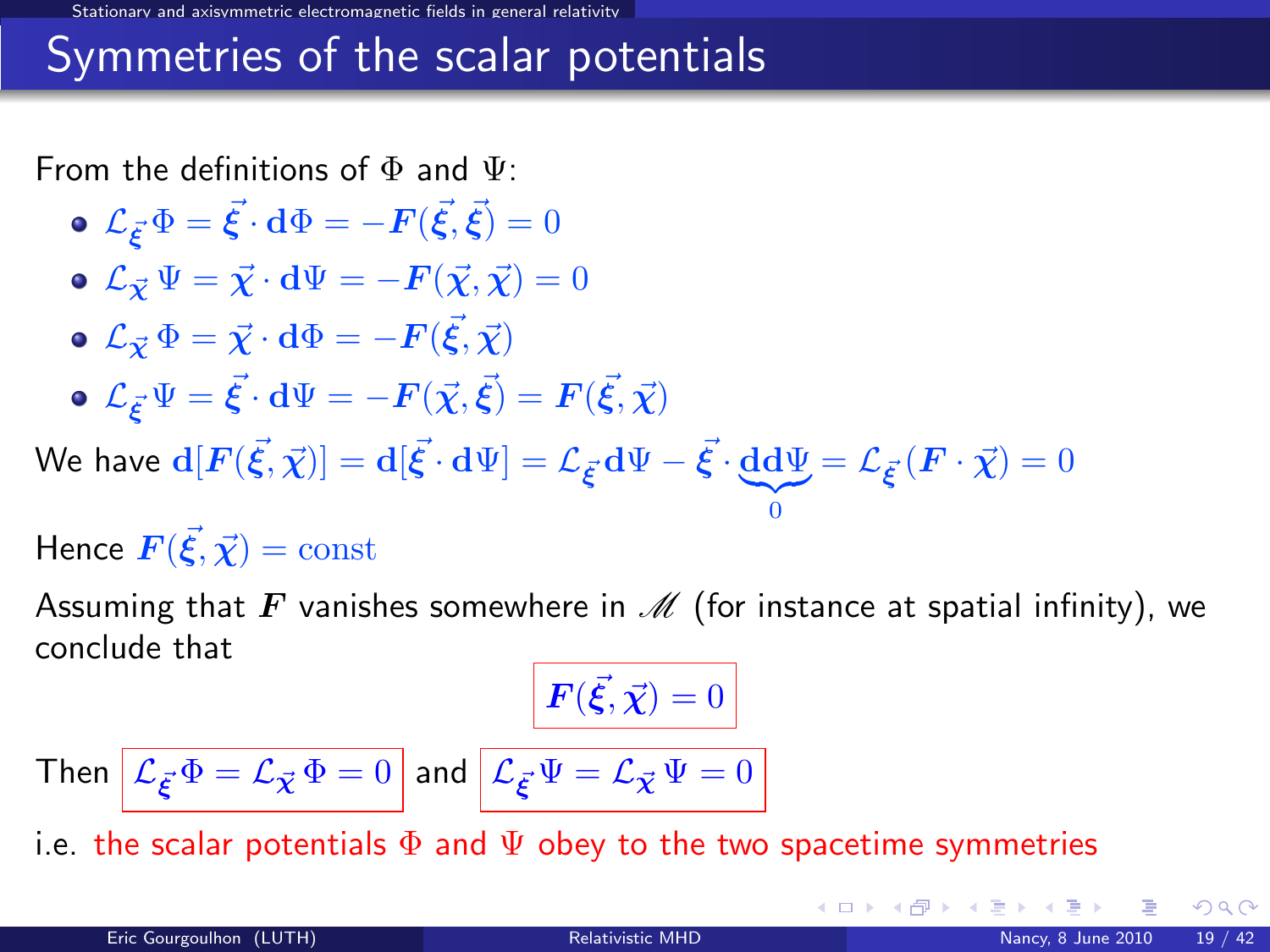# Symmetries of the scalar potentials

From the definitions of $\Phi$ and $\Psi$:

- $\mathcal{L}_{\vec{\xi}}\,\Phi = \vec{\xi}\cdot\mathbf{d}\Phi = -\boldsymbol{F}(\vec{\xi},\vec{\xi}) = 0$
- $\mathcal{L}_{\vec{\chi}}\,\Psi = \vec{\chi}\cdot\mathbf{d}\Psi = -\boldsymbol{F}(\vec{\chi},\vec{\chi}) = 0$
- $\mathcal{L}_{\vec{\chi}}\,\Phi = \vec{\chi}\cdot\mathbf{d}\Phi = -\boldsymbol{F}(\vec{\xi},\vec{\chi})$
- $\mathcal{L}_{\vec{\xi}}\,\Psi = \vec{\xi}\cdot\mathbf{d}\Psi = -\boldsymbol{F}(\vec{\chi},\vec{\xi}) = \boldsymbol{F}(\vec{\xi},\vec{\chi})$

We have $\mathbf{d}[\boldsymbol{F}(\vec{\xi},\vec{\chi})] = \mathbf{d}[\vec{\xi}\cdot\mathbf{d}\Psi] = \mathcal{L}_{\vec{\xi}}\mathbf{d}\Psi - \vec{\xi}\cdot\underbrace{\mathbf{dd}\Psi}_{0} = \mathcal{L}_{\vec{\xi}}(\boldsymbol{F}\cdot\vec{\chi}) = 0$

Hence $\boldsymbol{F}(\vec{\xi},\vec{\chi}) = \text{const}$

Assuming that $\boldsymbol{F}$ vanishes somewhere in $\mathscr{M}$ (for instance at spatial infinity), we conclude that

$$\boxed{\boldsymbol{F}(\vec{\xi},\vec{\chi}) = 0}$$

Then $\boxed{\mathcal{L}_{\vec{\xi}}\,\Phi = \mathcal{L}_{\vec{\chi}}\,\Phi = 0}$ and $\boxed{\mathcal{L}_{\vec{\xi}}\,\Psi = \mathcal{L}_{\vec{\chi}}\,\Psi = 0}$

i.e. the scalar potentials $\Phi$ and $\Psi$ obey to the two spacetime symmetries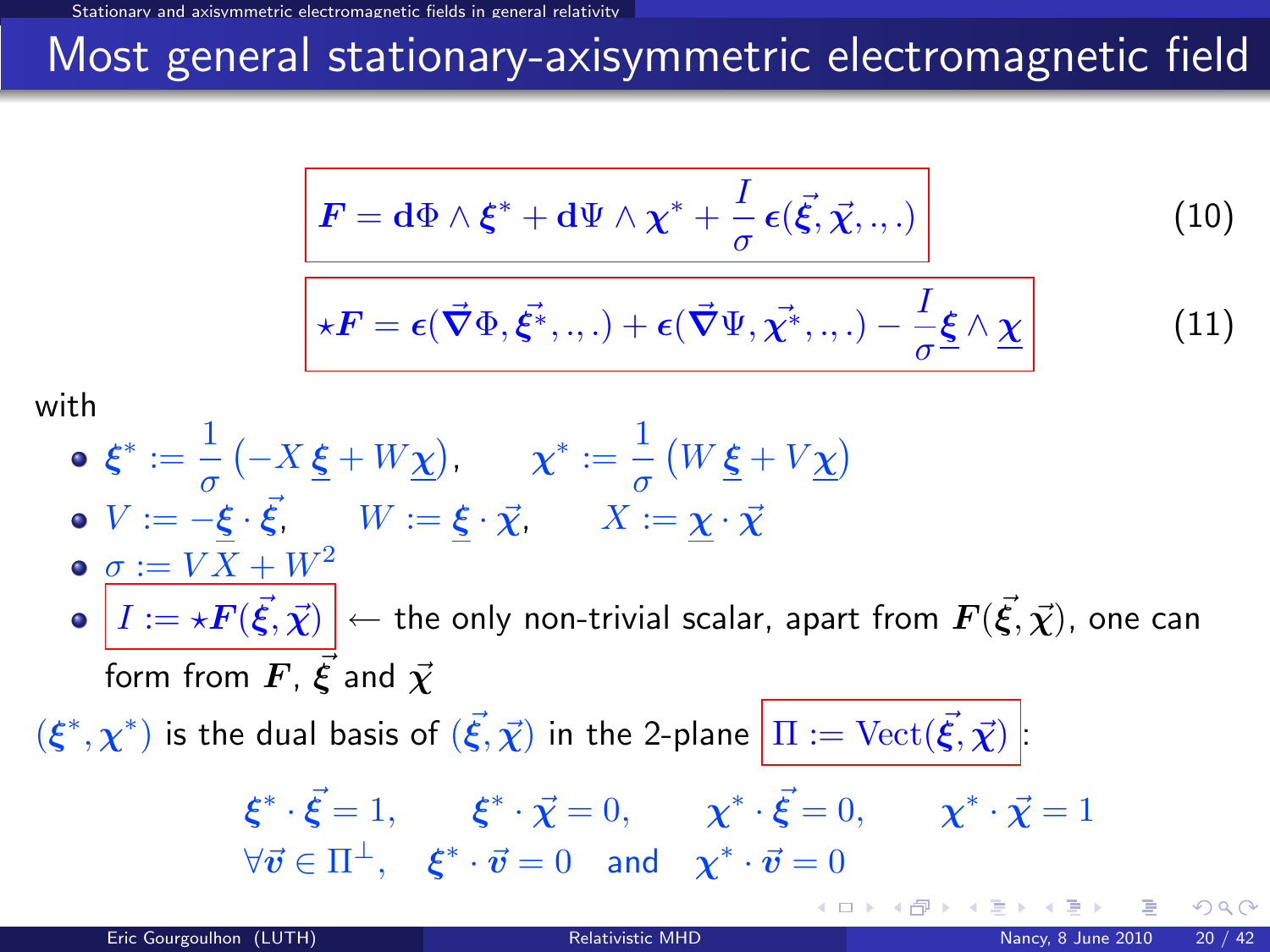# Most general stationary-axisymmetric electromagnetic field

$$\boldsymbol{F} = \mathbf{d}\Phi \wedge \boldsymbol{\xi}^* + \mathbf{d}\Psi \wedge \boldsymbol{\chi}^* + \frac{I}{\sigma}\,\boldsymbol{\epsilon}(\vec{\boldsymbol{\xi}}, \vec{\boldsymbol{\chi}}, ., .) \qquad (10)$$

$$\star\boldsymbol{F} = \boldsymbol{\epsilon}(\vec{\boldsymbol{\nabla}}\Phi, \vec{\boldsymbol{\xi}^*}, ., .) + \boldsymbol{\epsilon}(\vec{\boldsymbol{\nabla}}\Psi, \vec{\boldsymbol{\chi}^*}, ., .) - \frac{I}{\sigma}\underline{\boldsymbol{\xi}} \wedge \underline{\boldsymbol{\chi}} \qquad (11)$$

with

- $\boldsymbol{\xi}^* := \frac{1}{\sigma}\left(-X\,\underline{\boldsymbol{\xi}} + W\underline{\boldsymbol{\chi}}\right), \qquad \boldsymbol{\chi}^* := \frac{1}{\sigma}\left(W\,\underline{\boldsymbol{\xi}} + V\underline{\boldsymbol{\chi}}\right)$
- $V := -\underline{\boldsymbol{\xi}} \cdot \vec{\boldsymbol{\xi}}, \qquad W := \underline{\boldsymbol{\xi}} \cdot \vec{\boldsymbol{\chi}}, \qquad X := \underline{\boldsymbol{\chi}} \cdot \vec{\boldsymbol{\chi}}$
- $\sigma := VX + W^2$
- $I := \star\boldsymbol{F}(\vec{\boldsymbol{\xi}}, \vec{\boldsymbol{\chi}})$ ← the only non-trivial scalar, apart from $\boldsymbol{F}(\vec{\boldsymbol{\xi}}, \vec{\boldsymbol{\chi}})$, one can form from $\boldsymbol{F}$, $\vec{\boldsymbol{\xi}}$ and $\vec{\boldsymbol{\chi}}$

$(\boldsymbol{\xi}^*, \boldsymbol{\chi}^*)$ is the dual basis of $(\vec{\boldsymbol{\xi}}, \vec{\boldsymbol{\chi}})$ in the 2-plane $\Pi := \mathrm{Vect}(\vec{\boldsymbol{\xi}}, \vec{\boldsymbol{\chi}})$:

$$\boldsymbol{\xi}^* \cdot \vec{\boldsymbol{\xi}} = 1, \qquad \boldsymbol{\xi}^* \cdot \vec{\boldsymbol{\chi}} = 0, \qquad \boldsymbol{\chi}^* \cdot \vec{\boldsymbol{\xi}} = 0, \qquad \boldsymbol{\chi}^* \cdot \vec{\boldsymbol{\chi}} = 1$$

$$\forall \vec{\boldsymbol{v}} \in \Pi^\perp, \quad \boldsymbol{\xi}^* \cdot \vec{\boldsymbol{v}} = 0 \quad \text{and} \quad \boldsymbol{\chi}^* \cdot \vec{\boldsymbol{v}} = 0$$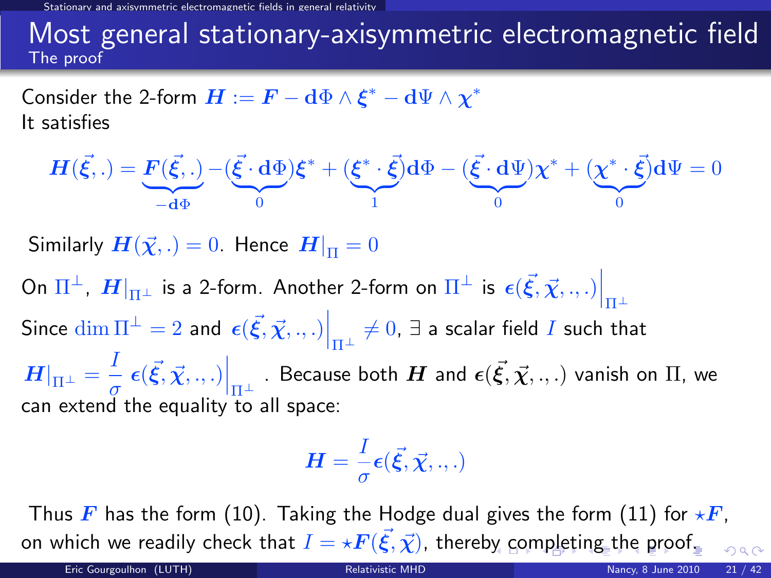# Most general stationary-axisymmetric electromagnetic field
## The proof

Consider the 2-form $\boldsymbol{H} := \boldsymbol{F} - \mathbf{d}\Phi \wedge \boldsymbol{\xi}^* - \mathbf{d}\Psi \wedge \boldsymbol{\chi}^*$

It satisfies

$$\boldsymbol{H}(\vec{\boldsymbol{\xi}}, .) = \underbrace{\boldsymbol{F}(\vec{\boldsymbol{\xi}}, .)}_{-\mathbf{d}\Phi} - (\underbrace{\vec{\boldsymbol{\xi}} \cdot \mathbf{d}\Phi}_{0})\boldsymbol{\xi}^* + (\underbrace{\boldsymbol{\xi}^* \cdot \vec{\boldsymbol{\xi}}}_{1})\mathbf{d}\Phi - (\underbrace{\vec{\boldsymbol{\xi}} \cdot \mathbf{d}\Psi}_{0})\boldsymbol{\chi}^* + (\underbrace{\boldsymbol{\chi}^* \cdot \vec{\boldsymbol{\xi}}}_{0})\mathbf{d}\Psi = 0$$

Similarly $\boldsymbol{H}(\vec{\boldsymbol{\chi}}, .) = 0$. Hence $\boldsymbol{H}|_{\Pi} = 0$

On $\Pi^\perp$, $\boldsymbol{H}|_{\Pi^\perp}$ is a 2-form. Another 2-form on $\Pi^\perp$ is $\boldsymbol{\epsilon}(\vec{\boldsymbol{\xi}}, \vec{\boldsymbol{\chi}}, ., .)\Big|_{\Pi^\perp}$

Since $\dim \Pi^\perp = 2$ and $\boldsymbol{\epsilon}(\vec{\boldsymbol{\xi}}, \vec{\boldsymbol{\chi}}, ., .)\Big|_{\Pi^\perp} \neq 0$, $\exists$ a scalar field $I$ such that $\boldsymbol{H}|_{\Pi^\perp} = \dfrac{I}{\sigma}\, \boldsymbol{\epsilon}(\vec{\boldsymbol{\xi}}, \vec{\boldsymbol{\chi}}, ., .)\Big|_{\Pi^\perp}$. Because both $\boldsymbol{H}$ and $\boldsymbol{\epsilon}(\vec{\boldsymbol{\xi}}, \vec{\boldsymbol{\chi}}, ., .)$ vanish on $\Pi$, we can extend the equality to all space:

$$\boldsymbol{H} = \frac{I}{\sigma} \boldsymbol{\epsilon}(\vec{\boldsymbol{\xi}}, \vec{\boldsymbol{\chi}}, ., .)$$

Thus $\boldsymbol{F}$ has the form (10). Taking the Hodge dual gives the form (11) for $\star\boldsymbol{F}$, on which we readily check that $I = \star\boldsymbol{F}(\vec{\boldsymbol{\xi}}, \vec{\boldsymbol{\chi}})$, thereby completing the proof.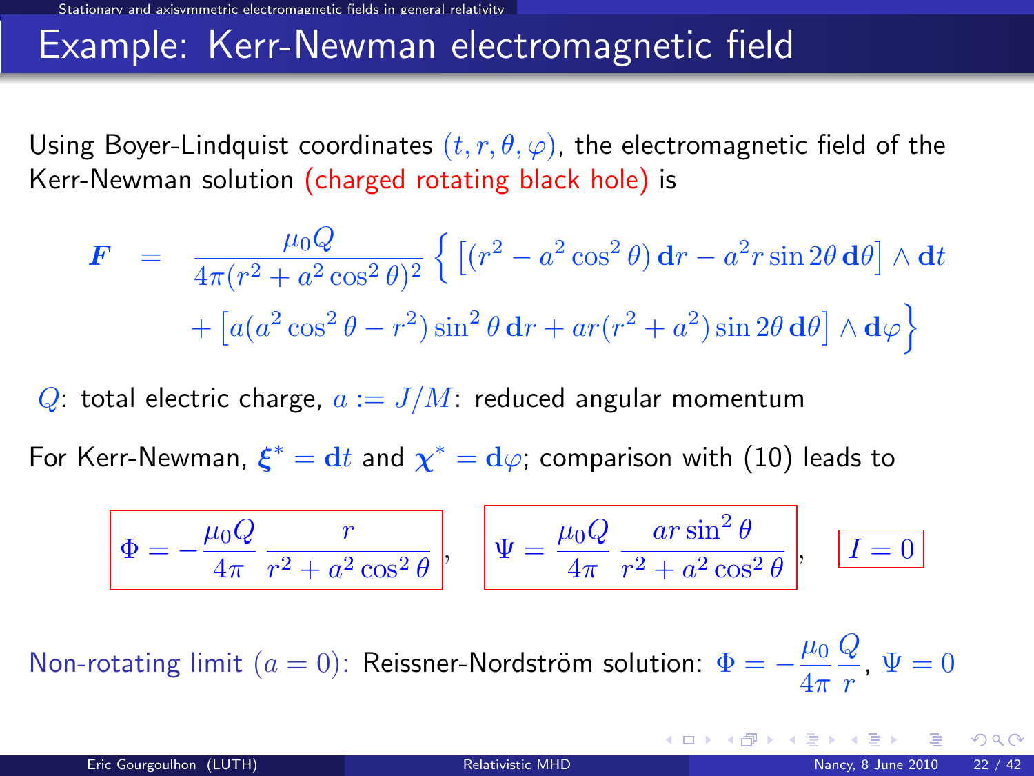# Example: Kerr-Newman electromagnetic field

Using Boyer-Lindquist coordinates $(t, r, \theta, \varphi)$, the electromagnetic field of the Kerr-Newman solution (charged rotating black hole) is

$$
\begin{aligned}
\boldsymbol{F} \;=\; & \frac{\mu_0 Q}{4\pi (r^2 + a^2\cos^2\theta)^2} \Big\{ \left[ (r^2 - a^2\cos^2\theta)\,\mathbf{d}r - a^2 r \sin 2\theta\,\mathbf{d}\theta \right] \wedge \mathbf{d}t \\
& + \left[ a(a^2\cos^2\theta - r^2)\sin^2\theta\,\mathbf{d}r + ar(r^2+a^2)\sin 2\theta\,\mathbf{d}\theta \right] \wedge \mathbf{d}\varphi \Big\}
\end{aligned}
$$

$Q$: total electric charge, $a := J/M$: reduced angular momentum

For Kerr-Newman, $\boldsymbol{\xi}^* = \mathbf{d}t$ and $\boldsymbol{\chi}^* = \mathbf{d}\varphi$; comparison with (10) leads to

$$
\boxed{\Phi = -\frac{\mu_0 Q}{4\pi}\,\frac{r}{r^2 + a^2\cos^2\theta}}, \qquad \boxed{\Psi = \frac{\mu_0 Q}{4\pi}\,\frac{a r \sin^2\theta}{r^2 + a^2\cos^2\theta}}, \qquad \boxed{I = 0}
$$

Non-rotating limit $(a = 0)$: Reissner-Nordström solution: $\Phi = -\dfrac{\mu_0}{4\pi}\dfrac{Q}{r}$, $\Psi = 0$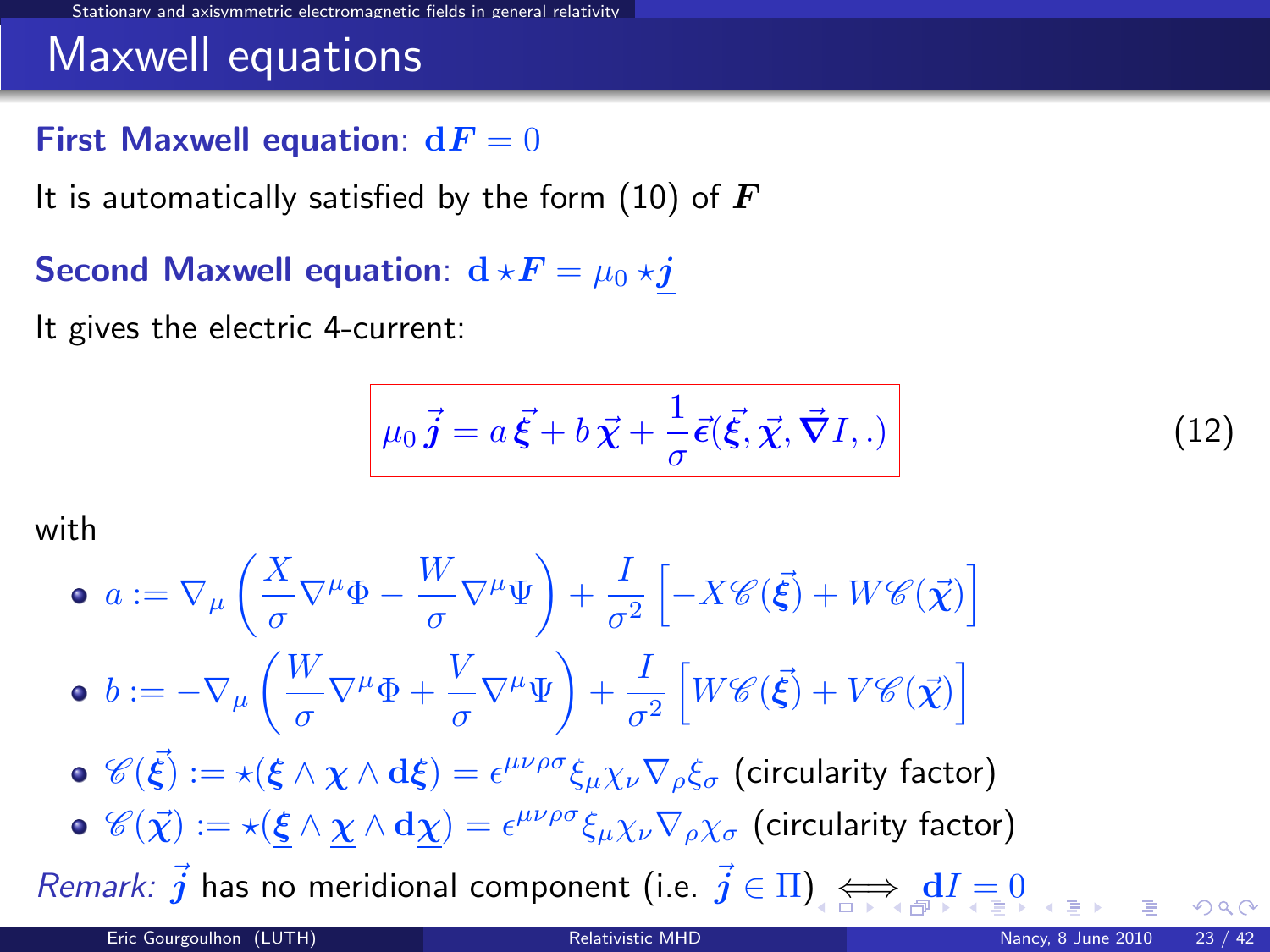# Maxwell equations

**First Maxwell equation**: $\mathbf{d}\boldsymbol{F} = 0$

It is automatically satisfied by the form (10) of $\boldsymbol{F}$

**Second Maxwell equation**: $\mathbf{d} \star \boldsymbol{F} = \mu_0 \star \underline{\boldsymbol{j}}$

It gives the electric 4-current:

$$\mu_0 \, \vec{\boldsymbol{j}} = a \, \vec{\boldsymbol{\xi}} + b \, \vec{\boldsymbol{\chi}} + \frac{1}{\sigma} \vec{\boldsymbol{\epsilon}}(\vec{\boldsymbol{\xi}}, \vec{\boldsymbol{\chi}}, \vec{\boldsymbol{\nabla}} I, .) \tag{12}$$

with

- $a := \nabla_\mu \left( \frac{X}{\sigma} \nabla^\mu \Phi - \frac{W}{\sigma} \nabla^\mu \Psi \right) + \frac{I}{\sigma^2} \left[ -X \mathscr{C}(\vec{\boldsymbol{\xi}}) + W \mathscr{C}(\vec{\boldsymbol{\chi}}) \right]$
- $b := -\nabla_\mu \left( \frac{W}{\sigma} \nabla^\mu \Phi + \frac{V}{\sigma} \nabla^\mu \Psi \right) + \frac{I}{\sigma^2} \left[ W \mathscr{C}(\vec{\boldsymbol{\xi}}) + V \mathscr{C}(\vec{\boldsymbol{\chi}}) \right]$
- $\mathscr{C}(\vec{\boldsymbol{\xi}}) := \star(\underline{\boldsymbol{\xi}} \wedge \underline{\boldsymbol{\chi}} \wedge \mathbf{d}\underline{\boldsymbol{\xi}}) = \epsilon^{\mu\nu\rho\sigma} \xi_\mu \chi_\nu \nabla_\rho \xi_\sigma$ (circularity factor)
- $\mathscr{C}(\vec{\boldsymbol{\chi}}) := \star(\underline{\boldsymbol{\xi}} \wedge \underline{\boldsymbol{\chi}} \wedge \mathbf{d}\underline{\boldsymbol{\chi}}) = \epsilon^{\mu\nu\rho\sigma} \xi_\mu \chi_\nu \nabla_\rho \chi_\sigma$ (circularity factor)

*Remark:* $\vec{\boldsymbol{j}}$ has no meridional component (i.e. $\vec{\boldsymbol{j}} \in \Pi$) $\iff \mathbf{d}I = 0$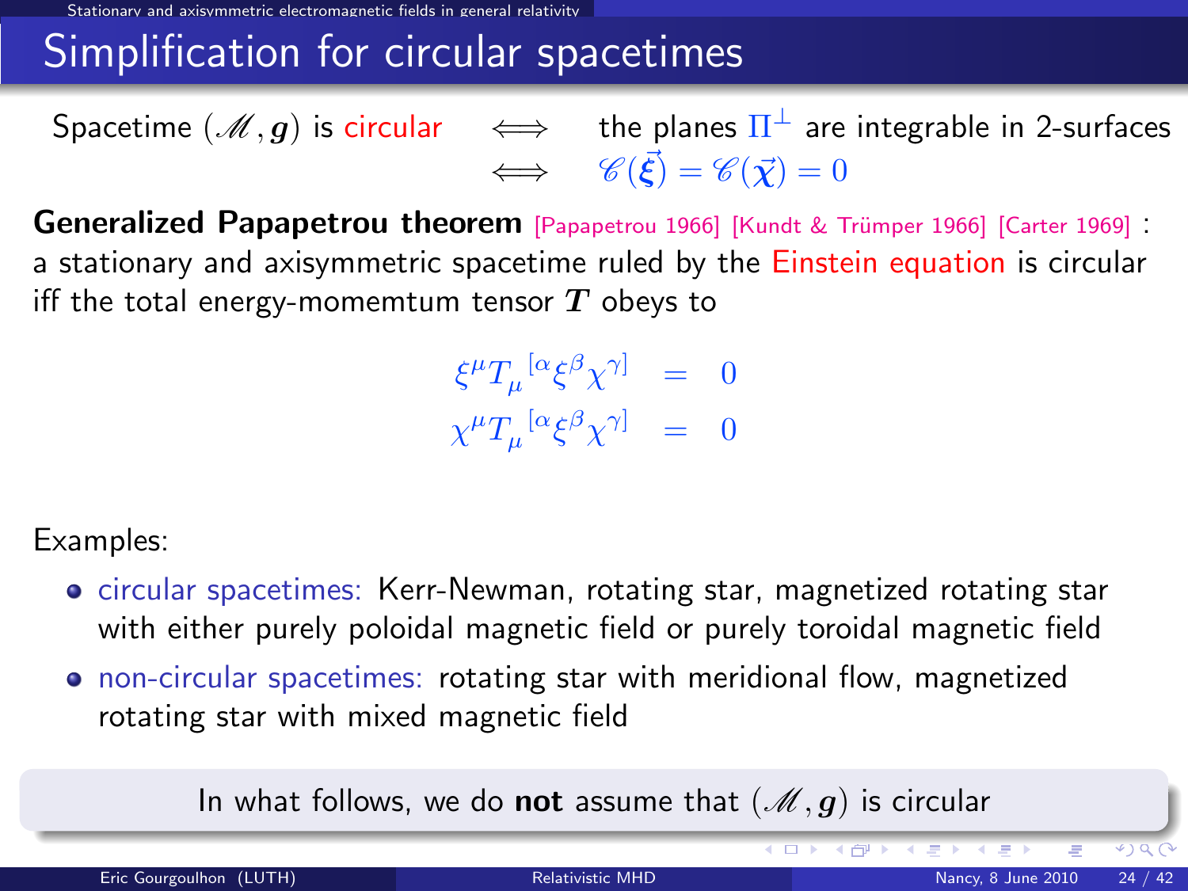# Simplification for circular spacetimes

Spacetime $(\mathscr{M}, \boldsymbol{g})$ is circular $\iff$ the planes $\Pi^\perp$ are integrable in 2-surfaces $\iff$ $\mathscr{C}(\vec{\boldsymbol{\xi}}) = \mathscr{C}(\vec{\boldsymbol{\chi}}) = 0$

**Generalized Papapetrou theorem** [Papapetrou 1966] [Kundt & Trümper 1966] [Carter 1969] : a stationary and axisymmetric spacetime ruled by the Einstein equation is circular iff the total energy-momemtum tensor $\boldsymbol{T}$ obeys to

$$
\begin{aligned}
\xi^\mu T_\mu^{\ [\alpha} \xi^\beta \chi^{\gamma]} &= 0 \\
\chi^\mu T_\mu^{\ [\alpha} \xi^\beta \chi^{\gamma]} &= 0
\end{aligned}
$$

Examples:

- circular spacetimes: Kerr-Newman, rotating star, magnetized rotating star with either purely poloidal magnetic field or purely toroidal magnetic field
- non-circular spacetimes: rotating star with meridional flow, magnetized rotating star with mixed magnetic field

In what follows, we do **not** assume that $(\mathscr{M}, \boldsymbol{g})$ is circular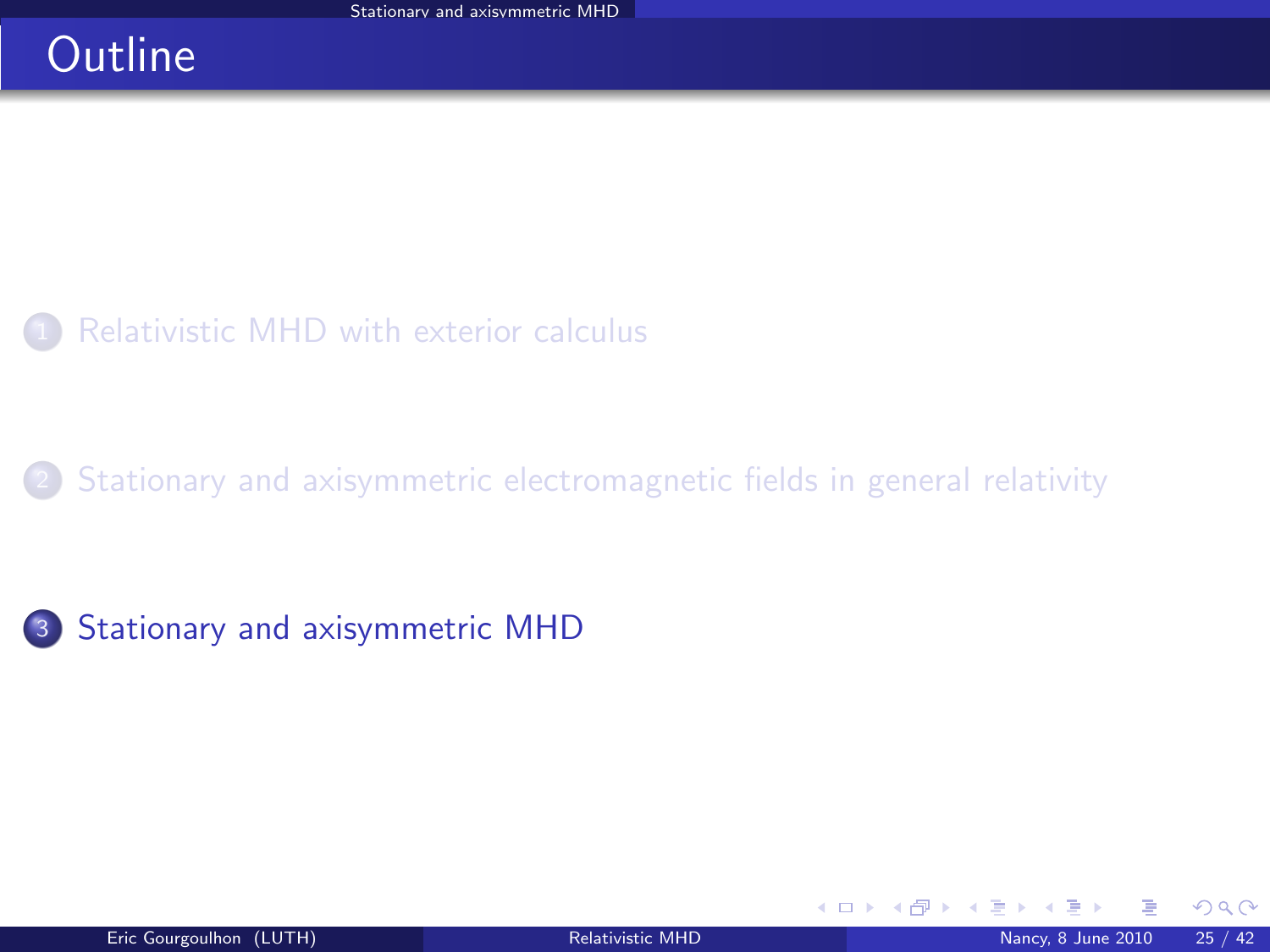# Outline

1. Relativistic MHD with exterior calculus

2. Stationary and axisymmetric electromagnetic fields in general relativity

3. Stationary and axisymmetric MHD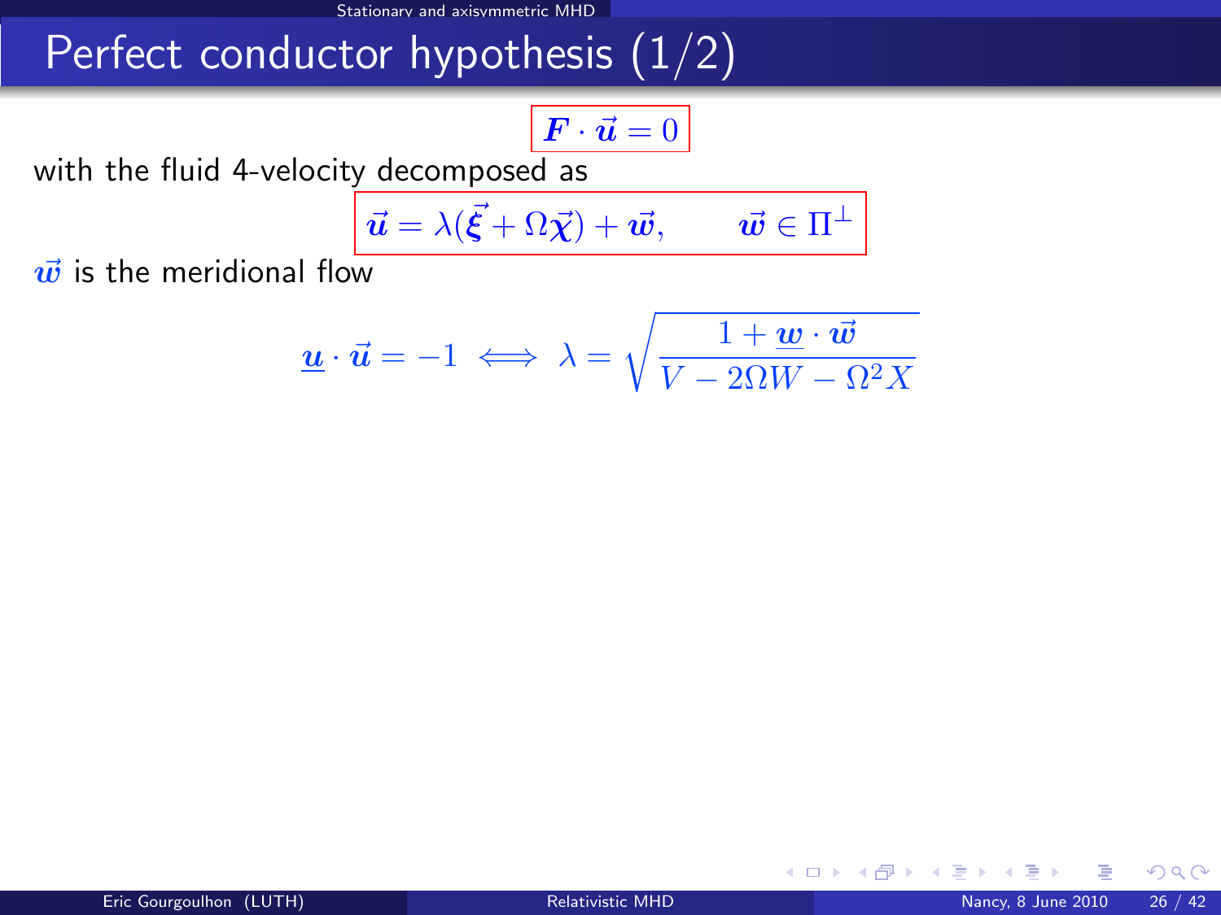# Perfect conductor hypothesis (1/2)

$$\boldsymbol{F} \cdot \vec{\boldsymbol{u}} = 0$$

with the fluid 4-velocity decomposed as

$$\vec{\boldsymbol{u}} = \lambda(\vec{\boldsymbol{\xi}} + \Omega \vec{\boldsymbol{\chi}}) + \vec{\boldsymbol{w}}, \qquad \vec{\boldsymbol{w}} \in \Pi^{\perp}$$

$\vec{\boldsymbol{w}}$ is the meridional flow

$$\underline{\boldsymbol{u}} \cdot \vec{\boldsymbol{u}} = -1 \iff \lambda = \sqrt{\frac{1 + \underline{\boldsymbol{w}} \cdot \vec{\boldsymbol{w}}}{V - 2\Omega W - \Omega^2 X}}$$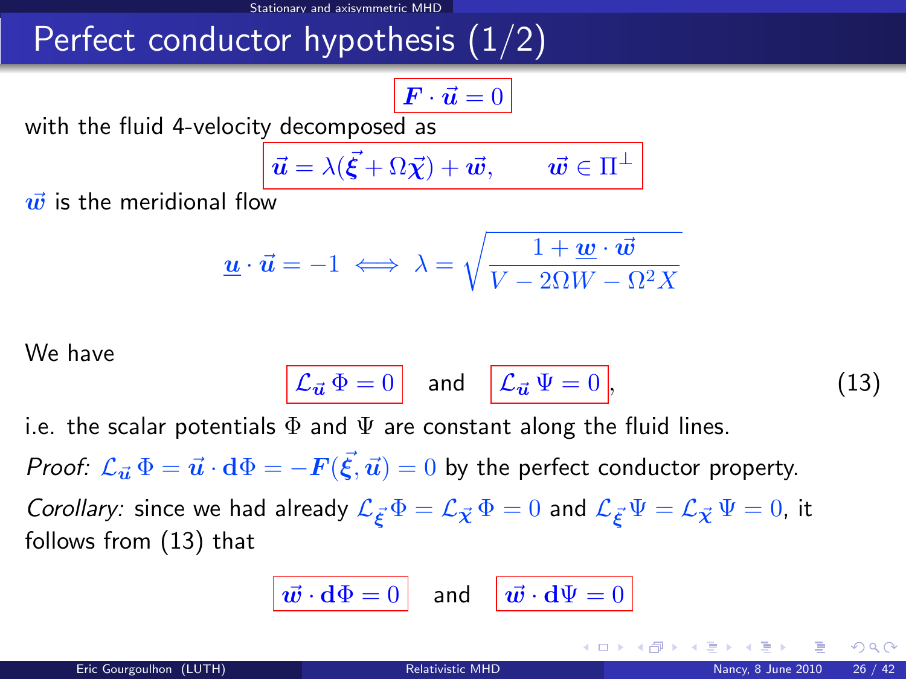# Perfect conductor hypothesis (1/2)

$$\boldsymbol{F} \cdot \vec{\boldsymbol{u}} = 0$$

with the fluid 4-velocity decomposed as

$$\vec{\boldsymbol{u}} = \lambda(\vec{\boldsymbol{\xi}} + \Omega \vec{\boldsymbol{\chi}}) + \vec{\boldsymbol{w}}, \qquad \vec{\boldsymbol{w}} \in \Pi^{\perp}$$

$\vec{\boldsymbol{w}}$ is the meridional flow

$$\underline{\boldsymbol{u}} \cdot \vec{\boldsymbol{u}} = -1 \iff \lambda = \sqrt{\frac{1 + \underline{\boldsymbol{w}} \cdot \vec{\boldsymbol{w}}}{V - 2\Omega W - \Omega^2 X}}$$

We have

$$\mathcal{L}_{\vec{\boldsymbol{u}}} \Phi = 0 \quad \text{and} \quad \mathcal{L}_{\vec{\boldsymbol{u}}} \Psi = 0, \qquad (13)$$

i.e. the scalar potentials $\Phi$ and $\Psi$ are constant along the fluid lines.

*Proof:* $\mathcal{L}_{\vec{\boldsymbol{u}}} \Phi = \vec{\boldsymbol{u}} \cdot \mathbf{d}\Phi = -\boldsymbol{F}(\vec{\boldsymbol{\xi}}, \vec{\boldsymbol{u}}) = 0$ by the perfect conductor property.

*Corollary:* since we had already $\mathcal{L}_{\vec{\boldsymbol{\xi}}} \Phi = \mathcal{L}_{\vec{\boldsymbol{\chi}}} \Phi = 0$ and $\mathcal{L}_{\vec{\boldsymbol{\xi}}} \Psi = \mathcal{L}_{\vec{\boldsymbol{\chi}}} \Psi = 0$, it follows from (13) that

$$\vec{\boldsymbol{w}} \cdot \mathbf{d}\Phi = 0 \quad \text{and} \quad \vec{\boldsymbol{w}} \cdot \mathbf{d}\Psi = 0$$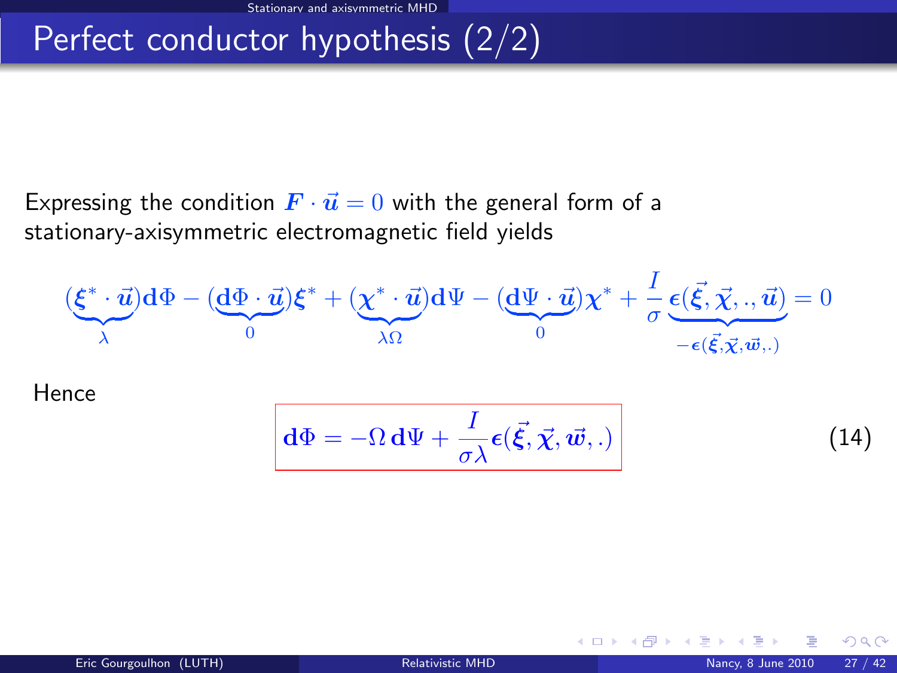# Perfect conductor hypothesis (2/2)

Expressing the condition $\boldsymbol{F} \cdot \vec{\boldsymbol{u}} = 0$ with the general form of a stationary-axisymmetric electromagnetic field yields

$$
\underbrace{(\boldsymbol{\xi}^* \cdot \vec{\boldsymbol{u}})}_{\lambda}\mathbf{d}\Phi - \underbrace{(\mathbf{d}\Phi \cdot \vec{\boldsymbol{u}})}_{0}\boldsymbol{\xi}^* + \underbrace{(\boldsymbol{\chi}^* \cdot \vec{\boldsymbol{u}})}_{\lambda\Omega}\mathbf{d}\Psi - \underbrace{(\mathbf{d}\Psi \cdot \vec{\boldsymbol{u}})}_{0}\boldsymbol{\chi}^* + \frac{I}{\sigma}\underbrace{\boldsymbol{\epsilon}(\vec{\boldsymbol{\xi}}, \vec{\boldsymbol{\chi}}, ., \vec{\boldsymbol{u}})}_{-\boldsymbol{\epsilon}(\vec{\boldsymbol{\xi}}, \vec{\boldsymbol{\chi}}, \vec{\boldsymbol{w}}, .)} = 0
$$

Hence

$$
\boxed{\mathbf{d}\Phi = -\Omega\, \mathbf{d}\Psi + \frac{I}{\sigma\lambda}\boldsymbol{\epsilon}(\vec{\boldsymbol{\xi}}, \vec{\boldsymbol{\chi}}, \vec{\boldsymbol{w}}, .)} \qquad (14)
$$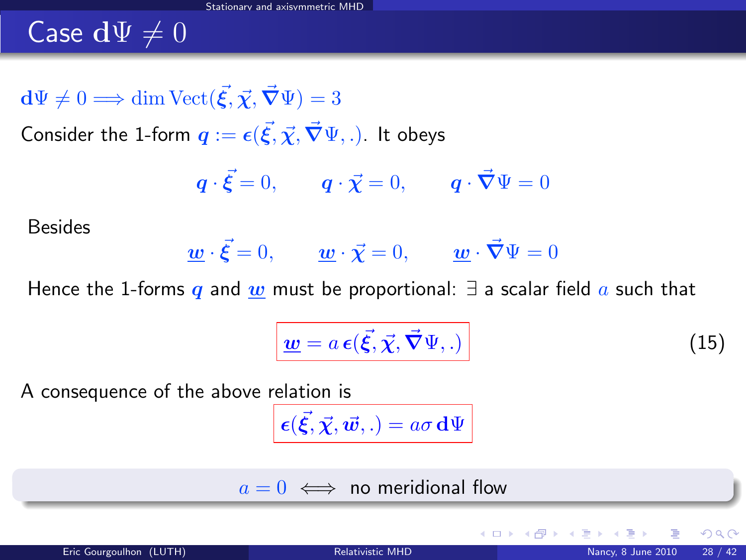# Case $\mathbf{d}\Psi \neq 0$

$\mathbf{d}\Psi \neq 0 \Longrightarrow \dim \mathrm{Vect}(\vec{\boldsymbol{\xi}}, \vec{\boldsymbol{\chi}}, \vec{\boldsymbol{\nabla}}\Psi) = 3$

Consider the 1-form $\boldsymbol{q} := \boldsymbol{\epsilon}(\vec{\boldsymbol{\xi}}, \vec{\boldsymbol{\chi}}, \vec{\boldsymbol{\nabla}}\Psi, .)$. It obeys

$$\boldsymbol{q} \cdot \vec{\boldsymbol{\xi}} = 0, \qquad \boldsymbol{q} \cdot \vec{\boldsymbol{\chi}} = 0, \qquad \boldsymbol{q} \cdot \vec{\boldsymbol{\nabla}}\Psi = 0$$

Besides

$$\underline{\boldsymbol{w}} \cdot \vec{\boldsymbol{\xi}} = 0, \qquad \underline{\boldsymbol{w}} \cdot \vec{\boldsymbol{\chi}} = 0, \qquad \underline{\boldsymbol{w}} \cdot \vec{\boldsymbol{\nabla}}\Psi = 0$$

Hence the 1-forms $\boldsymbol{q}$ and $\underline{\boldsymbol{w}}$ must be proportional: $\exists$ a scalar field $a$ such that

$$\boxed{\underline{\boldsymbol{w}} = a\, \boldsymbol{\epsilon}(\vec{\boldsymbol{\xi}}, \vec{\boldsymbol{\chi}}, \vec{\boldsymbol{\nabla}}\Psi, .)} \qquad (15)$$

A consequence of the above relation is

$$\boxed{\boldsymbol{\epsilon}(\vec{\boldsymbol{\xi}}, \vec{\boldsymbol{\chi}}, \vec{\boldsymbol{w}}, .) = a\sigma\, \mathbf{d}\Psi}$$

$a = 0 \iff$ no meridional flow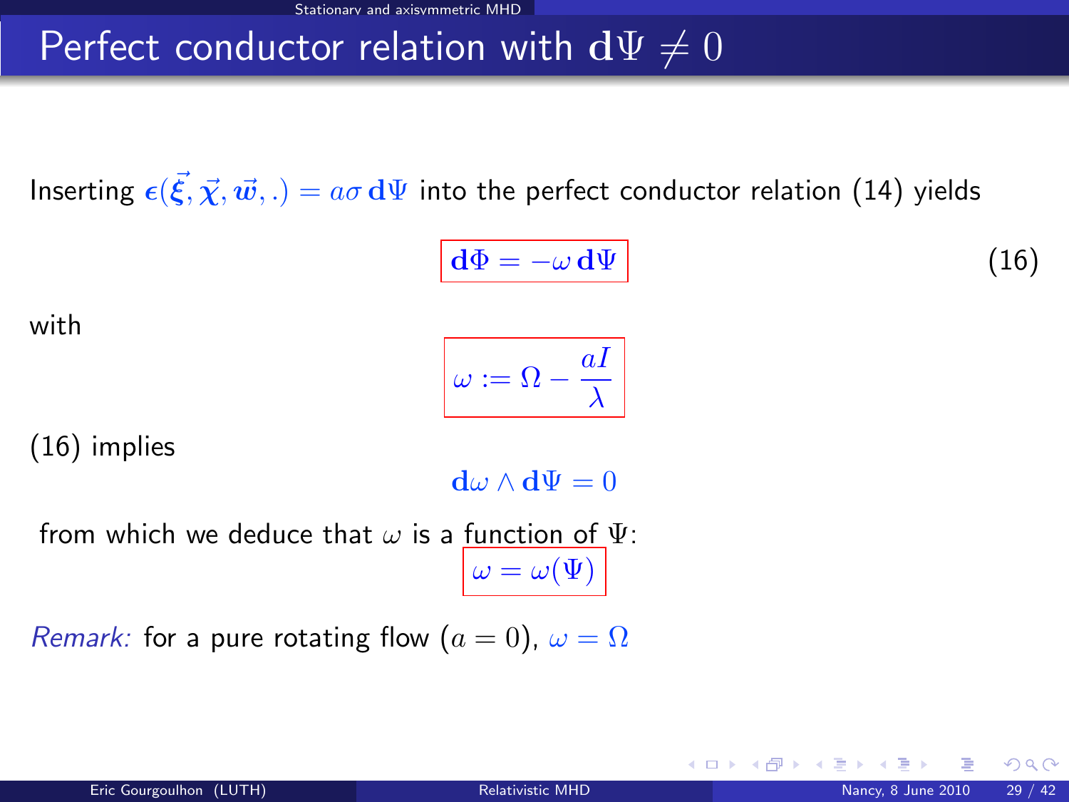# Perfect conductor relation with $\mathbf{d}\Psi \neq 0$

Inserting $\boldsymbol{\epsilon}(\vec{\boldsymbol{\xi}}, \vec{\boldsymbol{\chi}}, \vec{\boldsymbol{w}}, .) = a\sigma\, \mathbf{d}\Psi$ into the perfect conductor relation (14) yields

$$\boxed{\mathbf{d}\Phi = -\omega\, \mathbf{d}\Psi} \tag{16}$$

with

$$\boxed{\omega := \Omega - \frac{aI}{\lambda}}$$

(16) implies

$$\mathbf{d}\omega \wedge \mathbf{d}\Psi = 0$$

from which we deduce that $\omega$ is a function of $\Psi$:

$$\boxed{\omega = \omega(\Psi)}$$

*Remark:* for a pure rotating flow ($a = 0$), $\omega = \Omega$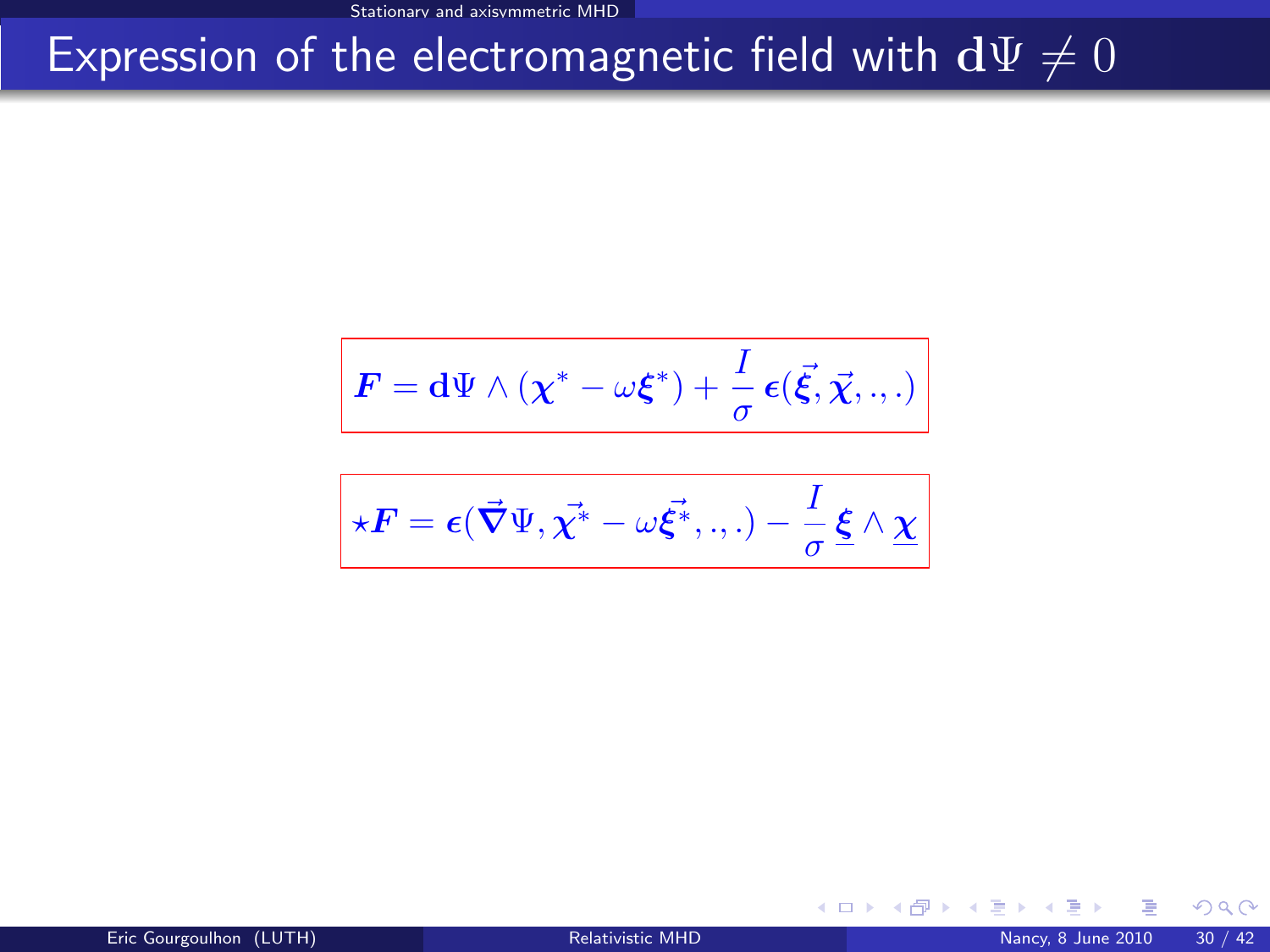# Expression of the electromagnetic field with $\mathrm{d}\Psi \neq 0$

$$\boldsymbol{F} = \mathbf{d}\Psi \wedge (\boldsymbol{\chi}^* - \omega \boldsymbol{\xi}^*) + \frac{I}{\sigma}\, \boldsymbol{\epsilon}(\vec{\boldsymbol{\xi}}, \vec{\boldsymbol{\chi}}, ., .)$$

$$\star\boldsymbol{F} = \boldsymbol{\epsilon}(\vec{\boldsymbol{\nabla}}\Psi, \vec{\boldsymbol{\chi}^*} - \omega \vec{\boldsymbol{\xi}^*}, ., .) - \frac{I}{\sigma}\, \underline{\boldsymbol{\xi}} \wedge \underline{\boldsymbol{\chi}}$$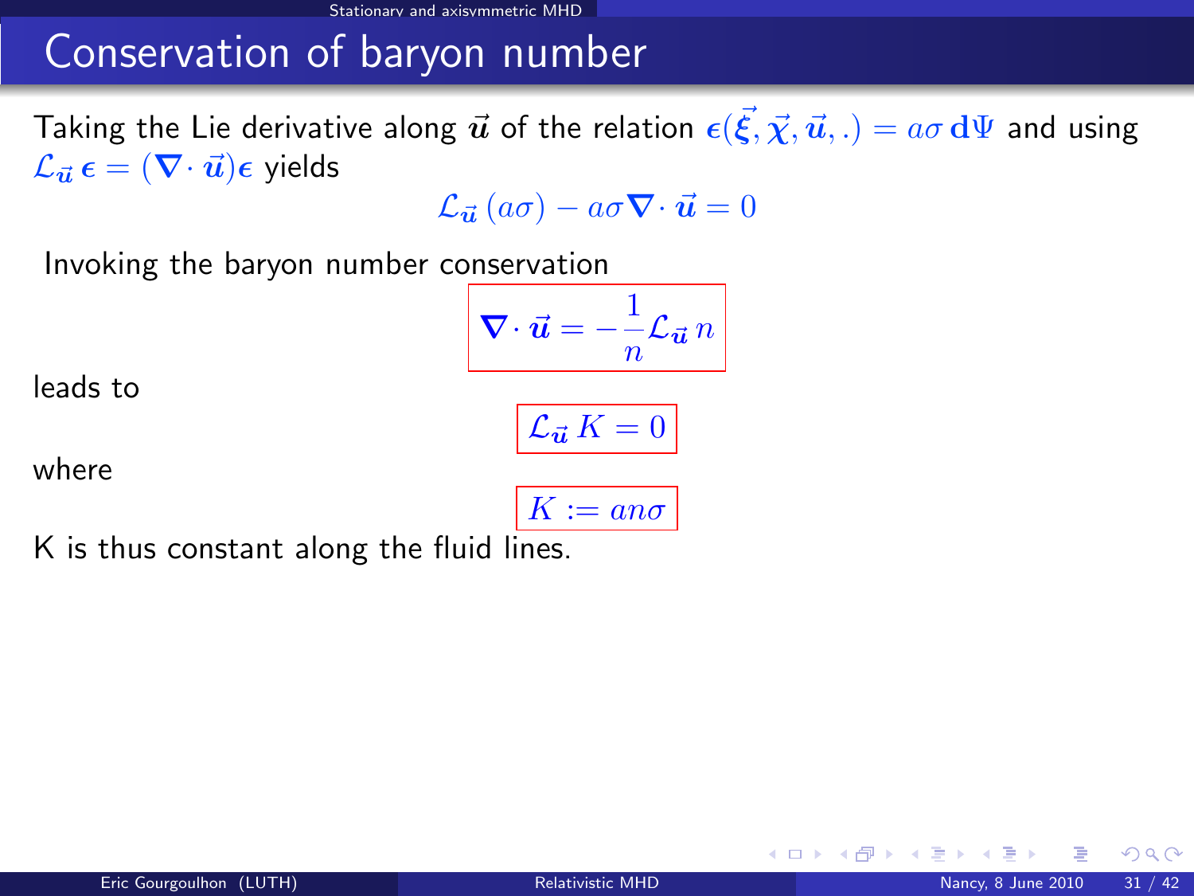# Conservation of baryon number

Taking the Lie derivative along $\vec{u}$ of the relation $\epsilon(\vec{\xi}, \vec{\chi}, \vec{u}, .) = a\sigma\, \mathbf{d}\Psi$ and using $\mathcal{L}_{\vec{u}}\, \epsilon = (\nabla \cdot \vec{u})\epsilon$ yields

$$\mathcal{L}_{\vec{u}}\,(a\sigma) - a\sigma \nabla \cdot \vec{u} = 0$$

Invoking the baryon number conservation

$$\boxed{\nabla \cdot \vec{u} = -\frac{1}{n}\mathcal{L}_{\vec{u}}\, n}$$

leads to

$$\boxed{\mathcal{L}_{\vec{u}}\, K = 0}$$

where

$$\boxed{K := an\sigma}$$

K is thus constant along the fluid lines.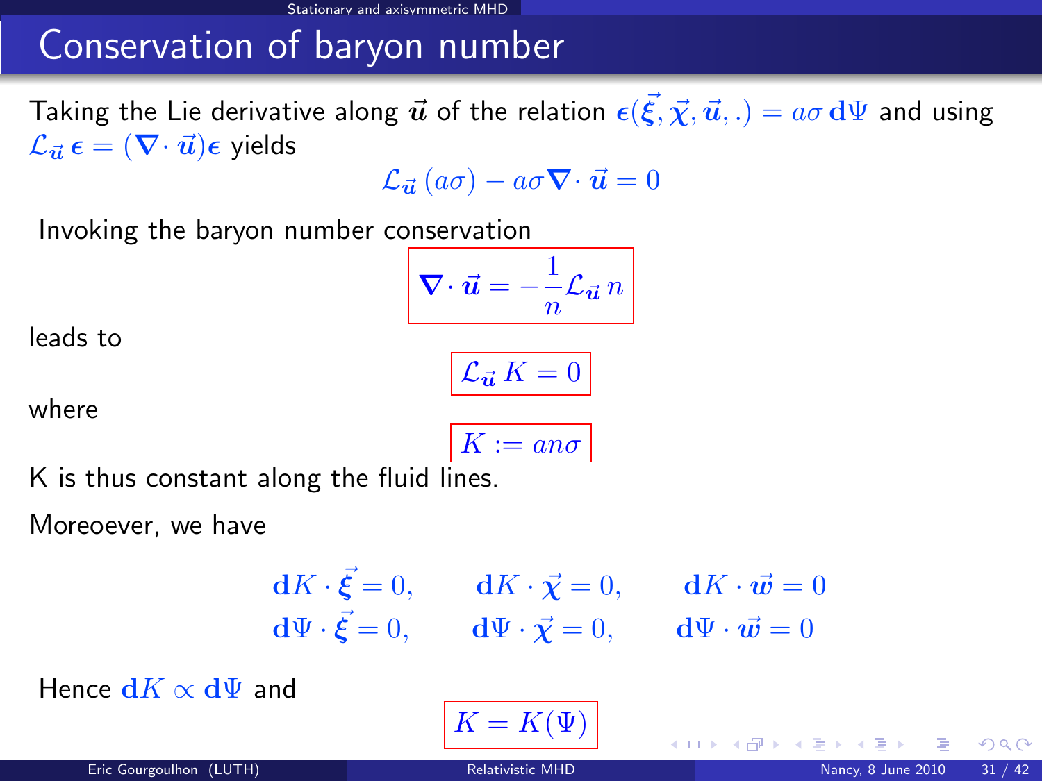# Conservation of baryon number

Taking the Lie derivative along $\vec{\boldsymbol{u}}$ of the relation $\boldsymbol{\epsilon}(\vec{\boldsymbol{\xi}}, \vec{\boldsymbol{\chi}}, \vec{\boldsymbol{u}}, .) = a\sigma \, \mathbf{d}\Psi$ and using $\mathcal{L}_{\vec{\boldsymbol{u}}} \, \boldsymbol{\epsilon} = (\boldsymbol{\nabla} \cdot \vec{\boldsymbol{u}})\boldsymbol{\epsilon}$ yields

$$\mathcal{L}_{\vec{\boldsymbol{u}}} \, (a\sigma) - a\sigma \boldsymbol{\nabla} \cdot \vec{\boldsymbol{u}} = 0$$

Invoking the baryon number conservation

$$\boxed{\boldsymbol{\nabla} \cdot \vec{\boldsymbol{u}} = -\frac{1}{n} \mathcal{L}_{\vec{\boldsymbol{u}}} \, n}$$

leads to

$$\boxed{\mathcal{L}_{\vec{\boldsymbol{u}}} \, K = 0}$$

where

$$\boxed{K := an\sigma}$$

K is thus constant along the fluid lines.

Moreoever, we have

$$\mathbf{d}K \cdot \vec{\boldsymbol{\xi}} = 0, \qquad \mathbf{d}K \cdot \vec{\boldsymbol{\chi}} = 0, \qquad \mathbf{d}K \cdot \vec{\boldsymbol{w}} = 0$$

$$\mathbf{d}\Psi \cdot \vec{\boldsymbol{\xi}} = 0, \qquad \mathbf{d}\Psi \cdot \vec{\boldsymbol{\chi}} = 0, \qquad \mathbf{d}\Psi \cdot \vec{\boldsymbol{w}} = 0$$

Hence $\mathbf{d}K \propto \mathbf{d}\Psi$ and

$$\boxed{K = K(\Psi)}$$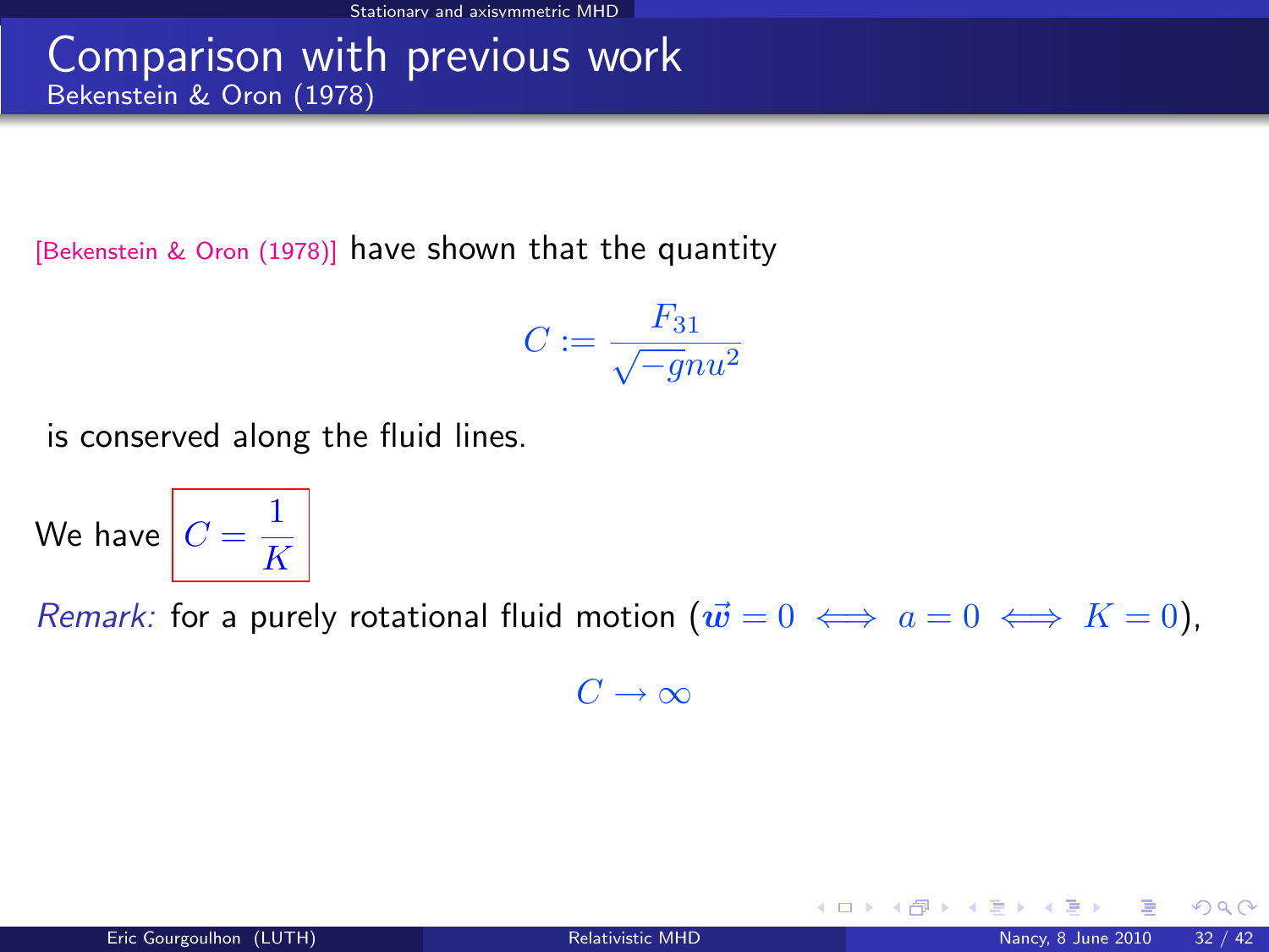# Comparison with previous work

## Bekenstein & Oron (1978)

[Bekenstein & Oron (1978)] have shown that the quantity

$$C := \frac{F_{31}}{\sqrt{-g} n u^2}$$

is conserved along the fluid lines.

We have $\boxed{C = \frac{1}{K}}$

*Remark:* for a purely rotational fluid motion ($\vec{w} = 0 \iff a = 0 \iff K = 0$),

$$C \to \infty$$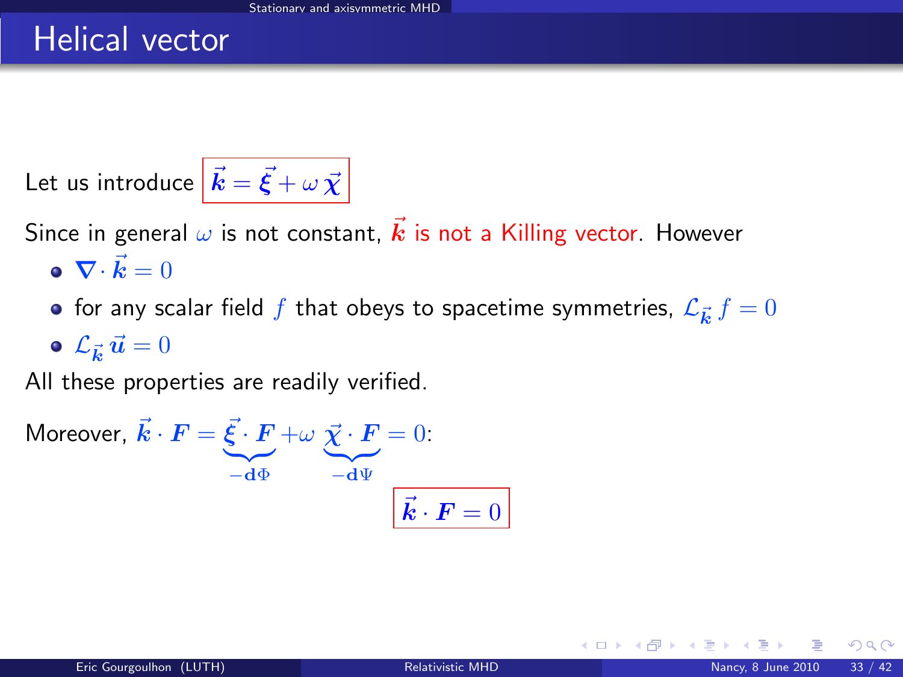# Helical vector

Let us introduce $\boxed{\vec{k} = \vec{\xi} + \omega\, \vec{\chi}}$

Since in general $\omega$ is not constant, $\vec{k}$ is not a Killing vector. However

- $\nabla \cdot \vec{k} = 0$
- for any scalar field $f$ that obeys to spacetime symmetries, $\mathcal{L}_{\vec{k}}\, f = 0$
- $\mathcal{L}_{\vec{k}}\, \vec{u} = 0$

All these properties are readily verified.

Moreover, $\vec{k} \cdot \boldsymbol{F} = \underbrace{\vec{\xi} \cdot \boldsymbol{F}}_{-\mathbf{d}\Phi} + \omega\, \underbrace{\vec{\chi} \cdot \boldsymbol{F}}_{-\mathbf{d}\Psi} = 0$:

$$\boxed{\vec{k} \cdot \boldsymbol{F} = 0}$$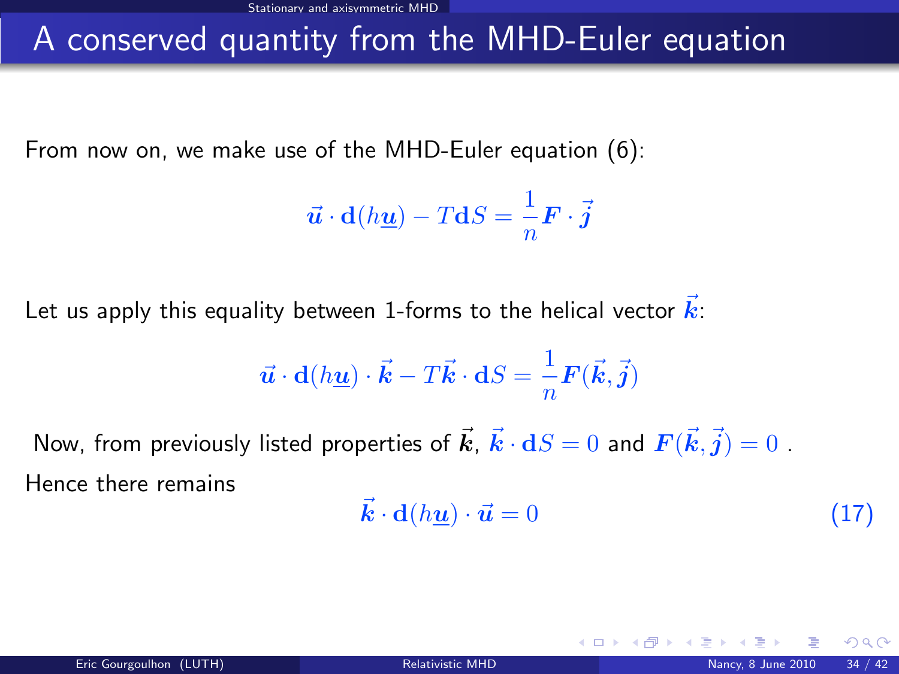# A conserved quantity from the MHD-Euler equation

From now on, we make use of the MHD-Euler equation (6):

$$\vec{u} \cdot \mathbf{d}(h\underline{u}) - T\mathbf{d}S = \frac{1}{n}\boldsymbol{F} \cdot \vec{j}$$

Let us apply this equality between 1-forms to the helical vector $\vec{k}$:

$$\vec{u} \cdot \mathbf{d}(h\underline{u}) \cdot \vec{k} - T\vec{k} \cdot \mathbf{d}S = \frac{1}{n}\boldsymbol{F}(\vec{k}, \vec{j})$$

Now, from previously listed properties of $\vec{k}$, $\vec{k} \cdot \mathbf{d}S = 0$ and $\boldsymbol{F}(\vec{k}, \vec{j}) = 0$ .

Hence there remains

$$\vec{k} \cdot \mathbf{d}(h\underline{u}) \cdot \vec{u} = 0 \qquad (17)$$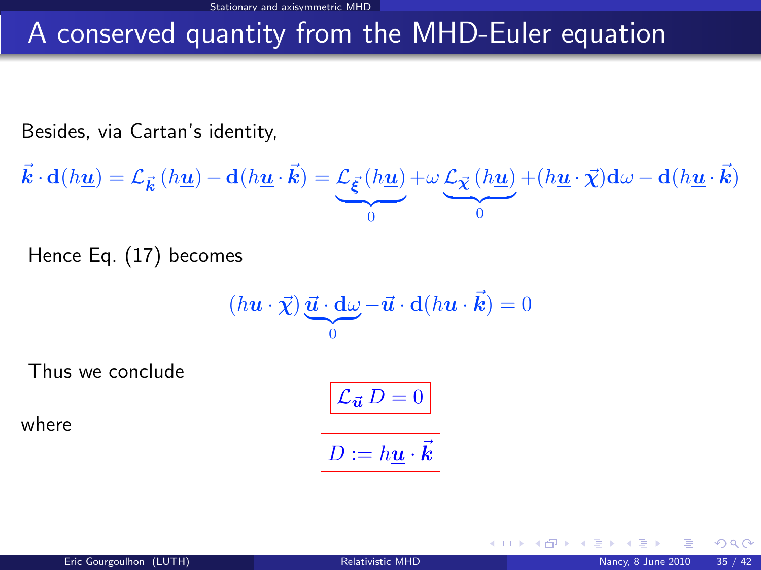# A conserved quantity from the MHD-Euler equation

Besides, via Cartan's identity,

$$\vec{\boldsymbol{k}} \cdot \mathbf{d}(h\underline{\boldsymbol{u}}) = \mathcal{L}_{\vec{\boldsymbol{k}}}\,(h\underline{\boldsymbol{u}}) - \mathbf{d}(h\underline{\boldsymbol{u}} \cdot \vec{\boldsymbol{k}}) = \underbrace{\mathcal{L}_{\vec{\boldsymbol{\xi}}}\,(h\underline{\boldsymbol{u}})}_{0} + \omega\,\underbrace{\mathcal{L}_{\vec{\boldsymbol{\chi}}}\,(h\underline{\boldsymbol{u}})}_{0} + (h\underline{\boldsymbol{u}} \cdot \vec{\boldsymbol{\chi}})\mathbf{d}\omega - \mathbf{d}(h\underline{\boldsymbol{u}} \cdot \vec{\boldsymbol{k}})$$

Hence Eq. (17) becomes

$$(h\underline{\boldsymbol{u}} \cdot \vec{\boldsymbol{\chi}})\,\underbrace{\vec{\boldsymbol{u}} \cdot \mathbf{d}\omega}_{0} - \vec{\boldsymbol{u}} \cdot \mathbf{d}(h\underline{\boldsymbol{u}} \cdot \vec{\boldsymbol{k}}) = 0$$

Thus we conclude

$$\boxed{\mathcal{L}_{\vec{\boldsymbol{u}}}\, D = 0}$$

where

$$\boxed{D := h\underline{\boldsymbol{u}} \cdot \vec{\boldsymbol{k}}}$$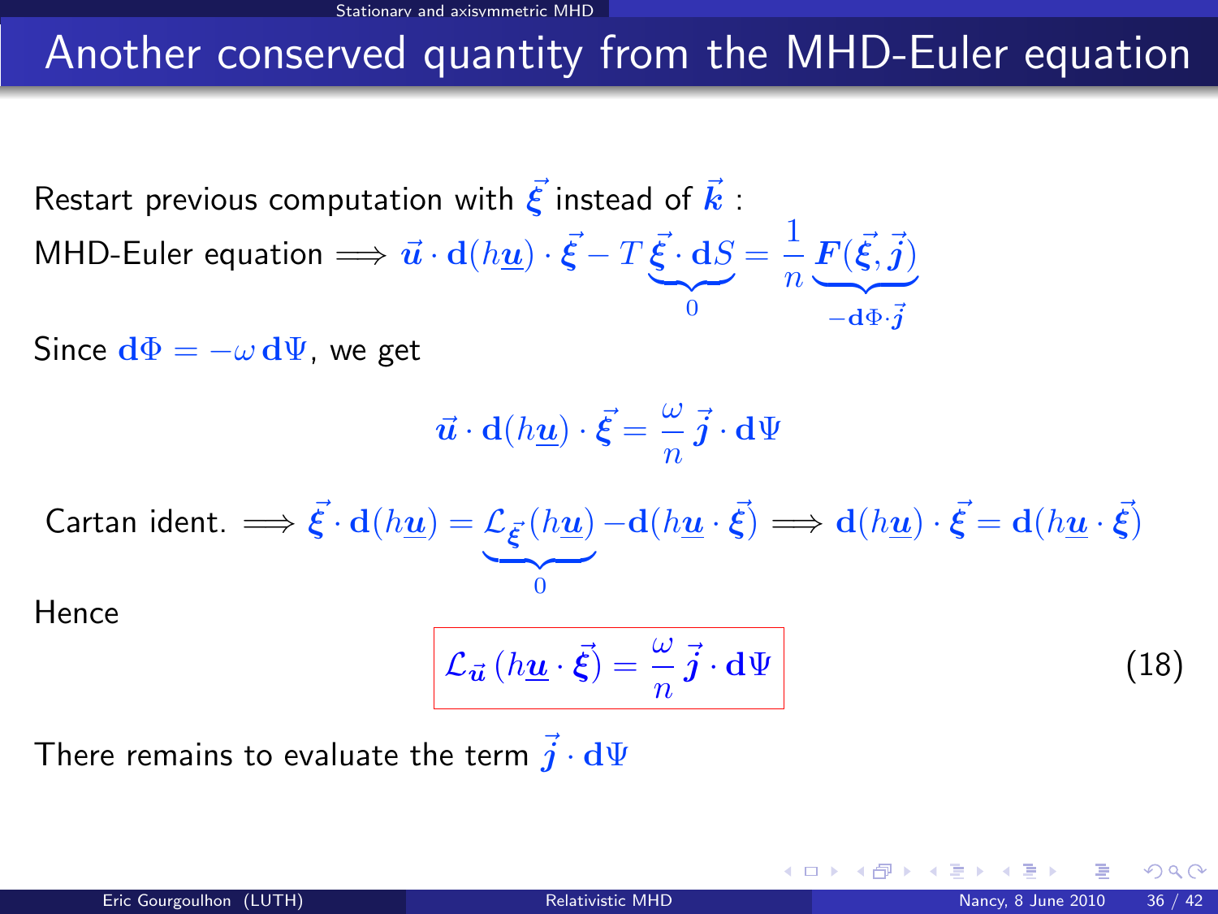## Another conserved quantity from the MHD-Euler equation

Restart previous computation with $\vec{\xi}$ instead of $\vec{k}$ :

MHD-Euler equation $\Longrightarrow \vec{u} \cdot \mathbf{d}(h\underline{u}) \cdot \vec{\xi} - T \underbrace{\vec{\xi} \cdot \mathbf{d}S}_{0} = \frac{1}{n} \underbrace{\boldsymbol{F}(\vec{\xi}, \vec{j})}_{-\mathbf{d}\Phi \cdot \vec{j}}$

Since $\mathbf{d}\Phi = -\omega \, \mathbf{d}\Psi$, we get

$$\vec{u} \cdot \mathbf{d}(h\underline{u}) \cdot \vec{\xi} = \frac{\omega}{n} \vec{j} \cdot \mathbf{d}\Psi$$

Cartan ident. $\Longrightarrow \vec{\xi} \cdot \mathbf{d}(h\underline{u}) = \underbrace{\mathcal{L}_{\vec{\xi}}(h\underline{u})}_{0} - \mathbf{d}(h\underline{u} \cdot \vec{\xi}) \Longrightarrow \mathbf{d}(h\underline{u}) \cdot \vec{\xi} = \mathbf{d}(h\underline{u} \cdot \vec{\xi})$

Hence

$$\boxed{\mathcal{L}_{\vec{u}} \left(h\underline{u} \cdot \vec{\xi}\right) = \frac{\omega}{n} \vec{j} \cdot \mathbf{d}\Psi} \qquad (18)$$

There remains to evaluate the term $\vec{j} \cdot \mathbf{d}\Psi$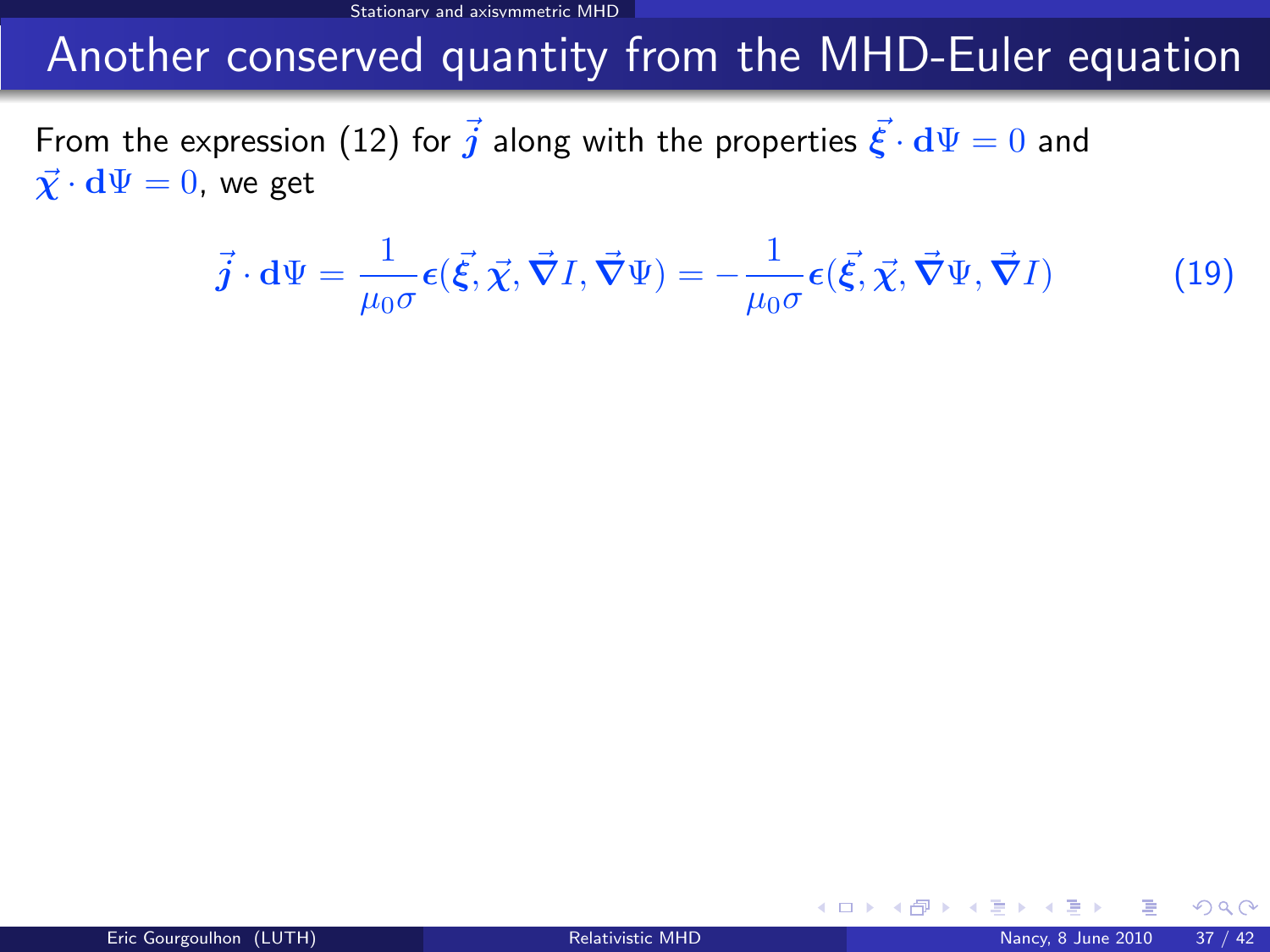# Another conserved quantity from the MHD-Euler equation

From the expression (12) for $\vec{j}$ along with the properties $\vec{\xi} \cdot \mathbf{d}\Psi = 0$ and $\vec{\chi} \cdot \mathbf{d}\Psi = 0$, we get

$$\vec{j} \cdot \mathbf{d}\Psi = \frac{1}{\mu_0 \sigma} \epsilon(\vec{\xi}, \vec{\chi}, \vec{\nabla} I, \vec{\nabla}\Psi) = -\frac{1}{\mu_0 \sigma} \epsilon(\vec{\xi}, \vec{\chi}, \vec{\nabla}\Psi, \vec{\nabla} I) \tag{19}$$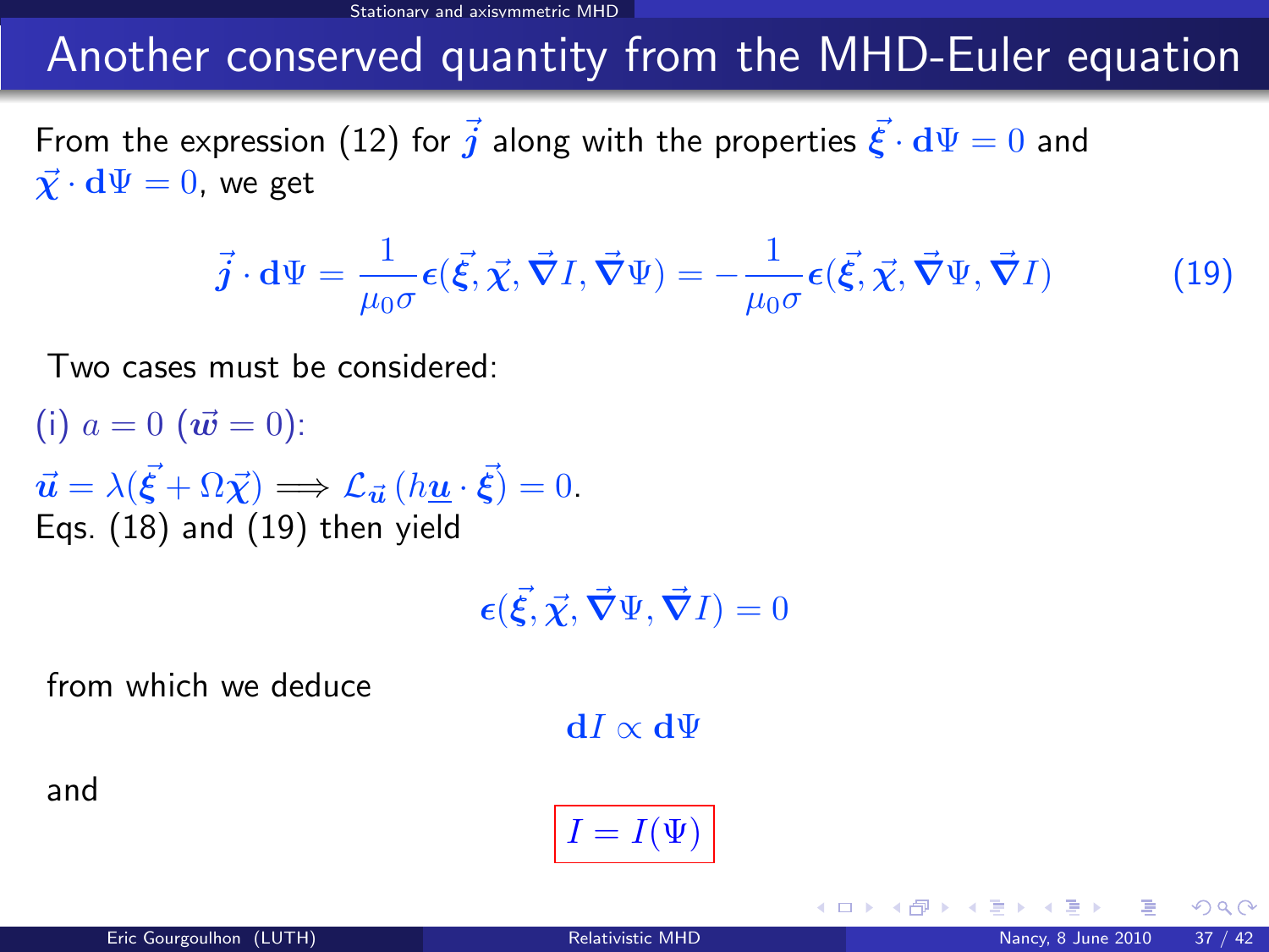# Another conserved quantity from the MHD-Euler equation

From the expression (12) for $\vec{j}$ along with the properties $\vec{\xi} \cdot \mathbf{d}\Psi = 0$ and $\vec{\chi} \cdot \mathbf{d}\Psi = 0$, we get

$$\vec{j} \cdot \mathbf{d}\Psi = \frac{1}{\mu_0 \sigma} \boldsymbol{\epsilon}(\vec{\xi}, \vec{\chi}, \vec{\nabla} I, \vec{\nabla} \Psi) = -\frac{1}{\mu_0 \sigma} \boldsymbol{\epsilon}(\vec{\xi}, \vec{\chi}, \vec{\nabla} \Psi, \vec{\nabla} I) \tag{19}$$

Two cases must be considered:

(i) $a = 0$ ($\vec{w} = 0$):

$\vec{u} = \lambda(\vec{\xi} + \Omega \vec{\chi}) \Longrightarrow \mathcal{L}_{\vec{u}} \left( h \underline{\boldsymbol{u}} \cdot \vec{\xi} \right) = 0.$
Eqs. (18) and (19) then yield

$$\boldsymbol{\epsilon}(\vec{\xi}, \vec{\chi}, \vec{\nabla} \Psi, \vec{\nabla} I) = 0$$

from which we deduce

$$\mathbf{d}I \propto \mathbf{d}\Psi$$

and

$$\boxed{I = I(\Psi)}$$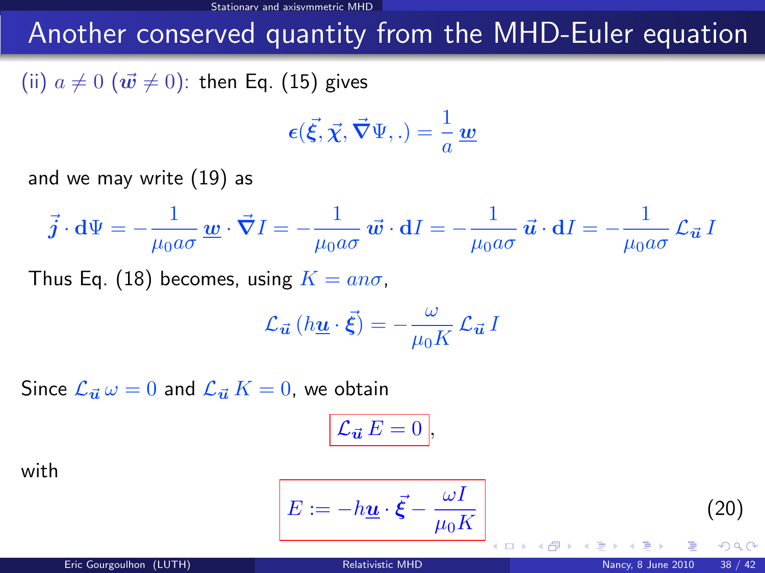## Another conserved quantity from the MHD-Euler equation

(ii) $a \neq 0$ ($\vec{w} \neq 0$): then Eq. (15) gives

$$\epsilon(\vec{\xi}, \vec{\chi}, \vec{\nabla}\Psi, .) = \frac{1}{a}\, \underline{w}$$

and we may write (19) as

$$\vec{j} \cdot \mathbf{d}\Psi = -\frac{1}{\mu_0 a \sigma}\, \underline{w} \cdot \vec{\nabla} I = -\frac{1}{\mu_0 a \sigma}\, \vec{w} \cdot \mathbf{d}I = -\frac{1}{\mu_0 a \sigma}\, \vec{u} \cdot \mathbf{d}I = -\frac{1}{\mu_0 a \sigma}\, \mathcal{L}_{\vec{u}}\, I$$

Thus Eq. (18) becomes, using $K = an\sigma$,

$$\mathcal{L}_{\vec{u}}\left(h\underline{u} \cdot \vec{\xi}\right) = -\frac{\omega}{\mu_0 K}\, \mathcal{L}_{\vec{u}}\, I$$

Since $\mathcal{L}_{\vec{u}}\, \omega = 0$ and $\mathcal{L}_{\vec{u}}\, K = 0$, we obtain

$$\boxed{\mathcal{L}_{\vec{u}}\, E = 0},$$

with

$$\boxed{E := -h\underline{u} \cdot \vec{\xi} - \frac{\omega I}{\mu_0 K}} \qquad (20)$$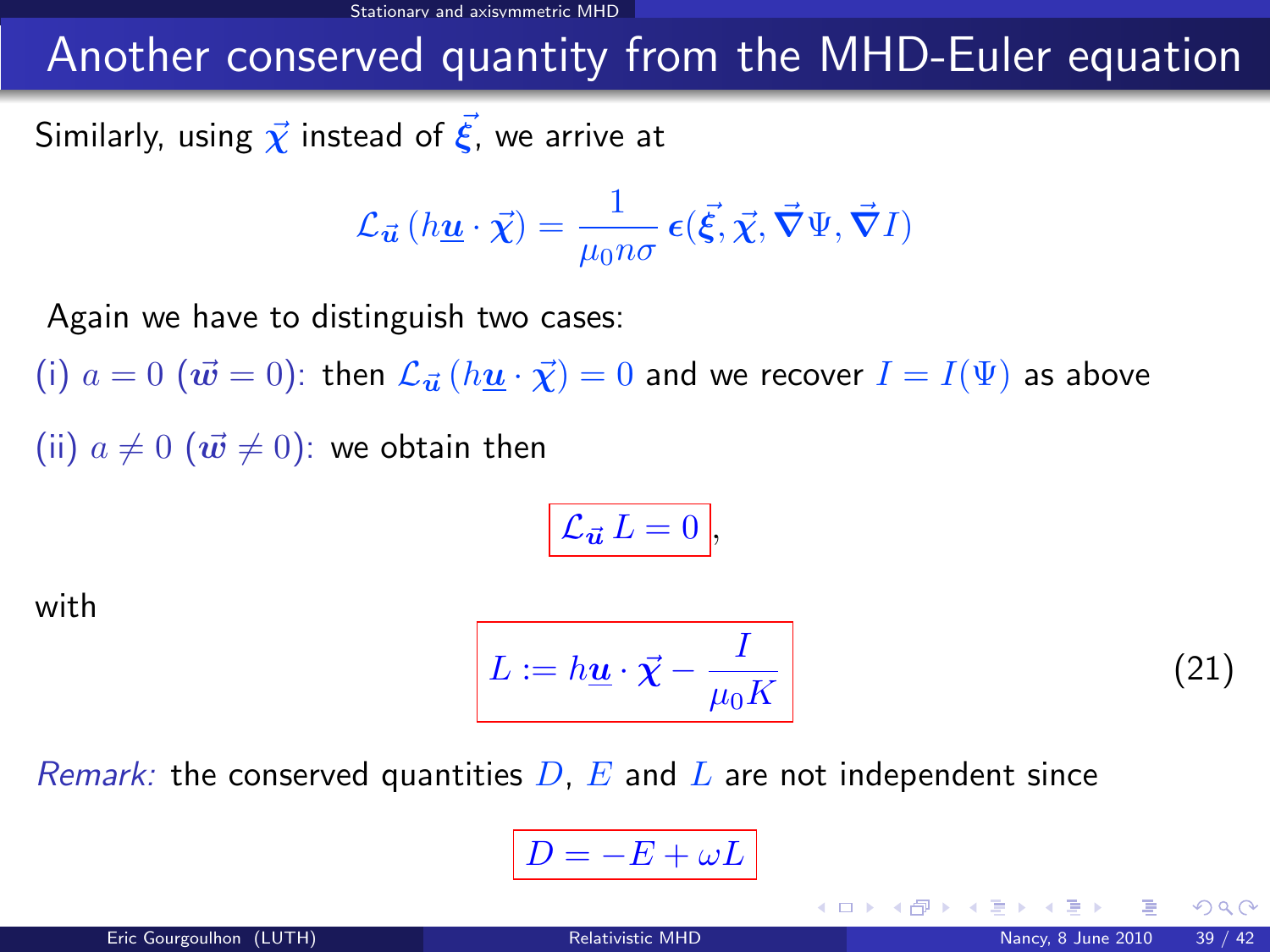# Another conserved quantity from the MHD-Euler equation

Similarly, using $\vec{\chi}$ instead of $\vec{\xi}$, we arrive at

$$\mathcal{L}_{\vec{u}} \left( h\underline{u} \cdot \vec{\chi} \right) = \frac{1}{\mu_0 n \sigma} \epsilon(\vec{\xi}, \vec{\chi}, \vec{\nabla}\Psi, \vec{\nabla} I)$$

Again we have to distinguish two cases:

(i) $a = 0$ ($\vec{w} = 0$): then $\mathcal{L}_{\vec{u}} \left( h\underline{u} \cdot \vec{\chi} \right) = 0$ and we recover $I = I(\Psi)$ as above

(ii) $a \neq 0$ ($\vec{w} \neq 0$): we obtain then

$$\boxed{\mathcal{L}_{\vec{u}} \, L = 0},$$

with

$$\boxed{L := h\underline{u} \cdot \vec{\chi} - \frac{I}{\mu_0 K}} \qquad (21)$$

*Remark:* the conserved quantities $D$, $E$ and $L$ are not independent since

$$\boxed{D = -E + \omega L}$$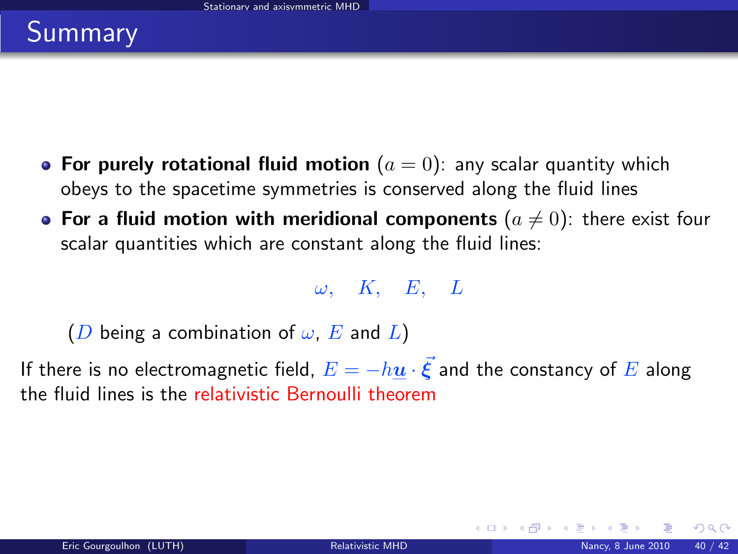# Summary

- **For purely rotational fluid motion** $(a = 0)$: any scalar quantity which obeys to the spacetime symmetries is conserved along the fluid lines
- **For a fluid motion with meridional components** $(a \neq 0)$: there exist four scalar quantities which are constant along the fluid lines:

$$\omega, \quad K, \quad E, \quad L$$

($D$ being a combination of $\omega$, $E$ and $L$)

If there is no electromagnetic field, $E = -h\underline{\boldsymbol{u}} \cdot \vec{\boldsymbol{\xi}}$ and the constancy of $E$ along the fluid lines is the relativistic Bernoulli theorem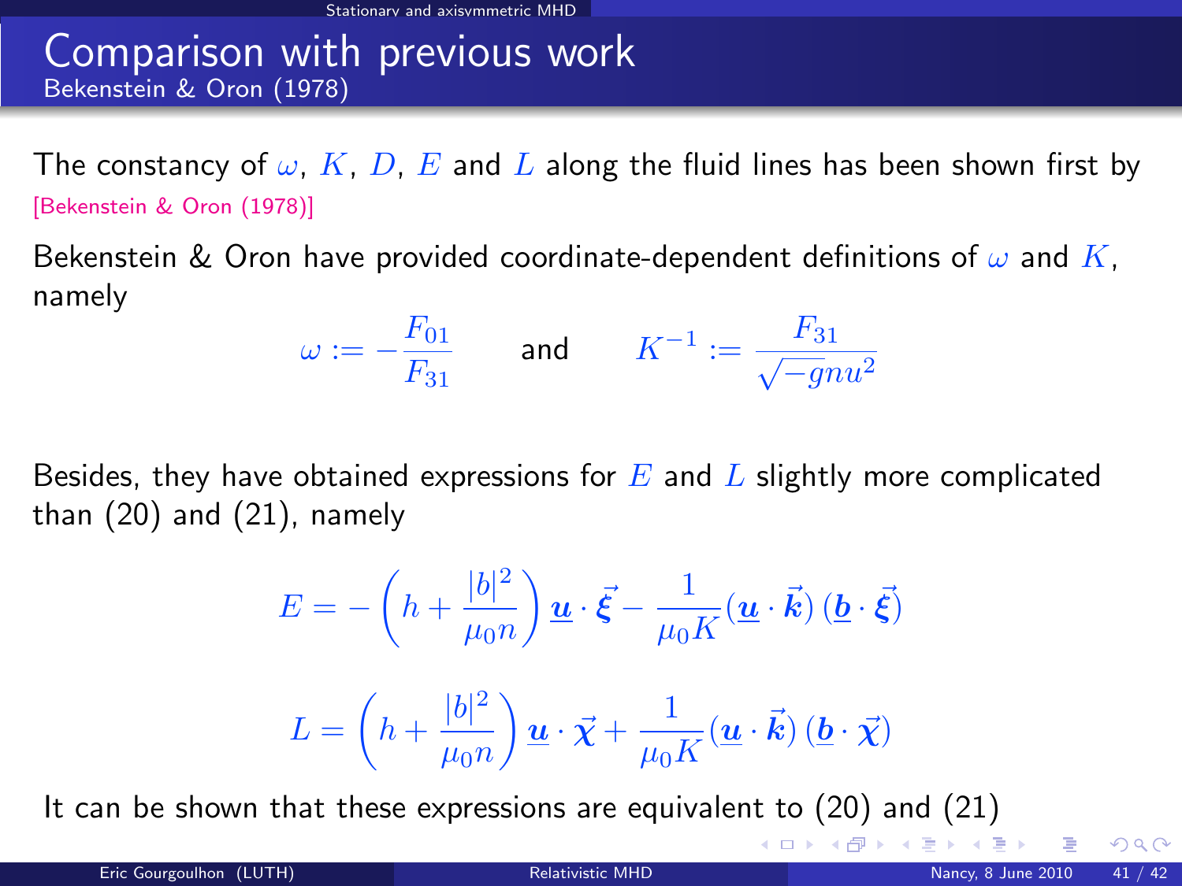# Comparison with previous work

## Bekenstein & Oron (1978)

The constancy of $\omega$, $K$, $D$, $E$ and $L$ along the fluid lines has been shown first by [Bekenstein & Oron (1978)]

Bekenstein & Oron have provided coordinate-dependent definitions of $\omega$ and $K$, namely

$$\omega := -\frac{F_{01}}{F_{31}} \qquad \text{and} \qquad K^{-1} := \frac{F_{31}}{\sqrt{-g}\,nu^2}$$

Besides, they have obtained expressions for $E$ and $L$ slightly more complicated than (20) and (21), namely

$$E = -\left(h + \frac{|b|^2}{\mu_0 n}\right) \underline{\boldsymbol{u}} \cdot \vec{\boldsymbol{\xi}} - \frac{1}{\mu_0 K} (\underline{\boldsymbol{u}} \cdot \vec{\boldsymbol{k}})\, (\underline{\boldsymbol{b}} \cdot \vec{\boldsymbol{\xi}})$$

$$L = \left(h + \frac{|b|^2}{\mu_0 n}\right) \underline{\boldsymbol{u}} \cdot \vec{\boldsymbol{\chi}} + \frac{1}{\mu_0 K} (\underline{\boldsymbol{u}} \cdot \vec{\boldsymbol{k}})\, (\underline{\boldsymbol{b}} \cdot \vec{\boldsymbol{\chi}})$$

It can be shown that these expressions are equivalent to (20) and (21)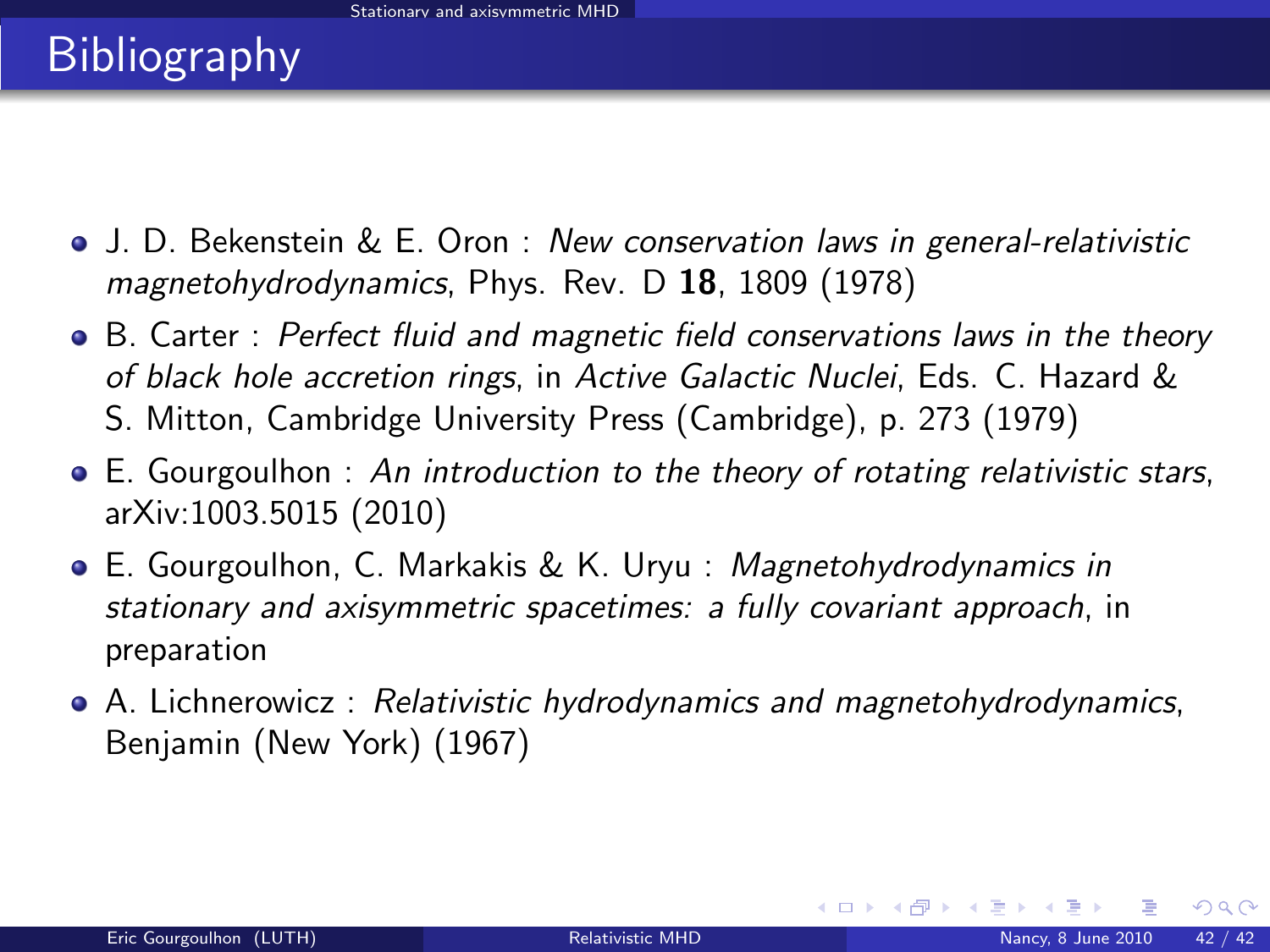# Bibliography

- J. D. Bekenstein & E. Oron : *New conservation laws in general-relativistic magnetohydrodynamics*, Phys. Rev. D **18**, 1809 (1978)
- B. Carter : *Perfect fluid and magnetic field conservations laws in the theory of black hole accretion rings*, in *Active Galactic Nuclei*, Eds. C. Hazard & S. Mitton, Cambridge University Press (Cambridge), p. 273 (1979)
- E. Gourgoulhon : *An introduction to the theory of rotating relativistic stars*, arXiv:1003.5015 (2010)
- E. Gourgoulhon, C. Markakis & K. Uryu : *Magnetohydrodynamics in stationary and axisymmetric spacetimes: a fully covariant approach*, in preparation
- A. Lichnerowicz : *Relativistic hydrodynamics and magnetohydrodynamics*, Benjamin (New York) (1967)